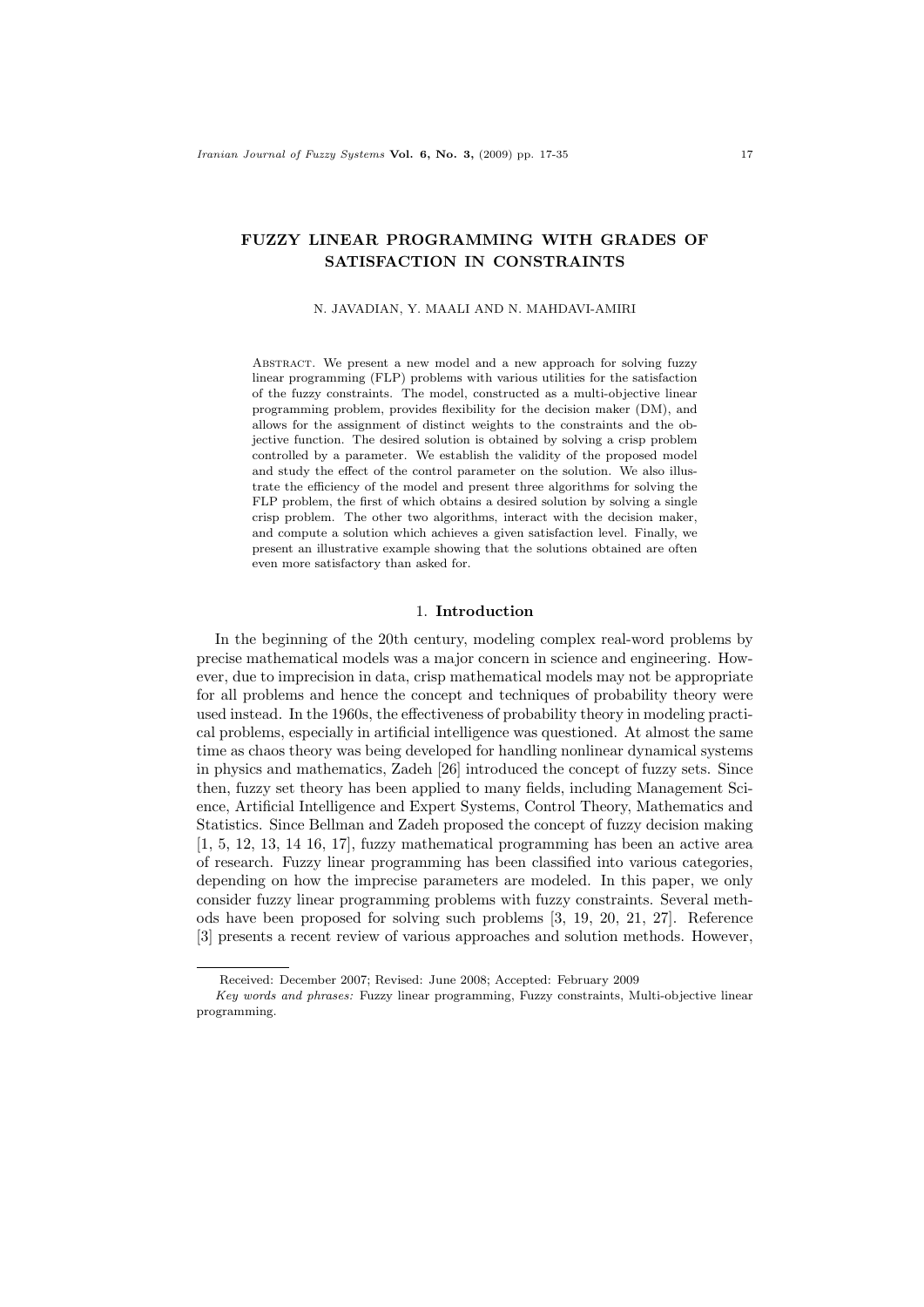# FUZZY LINEAR PROGRAMMING WITH GRADES OF SATISFACTION IN CONSTRAINTS

N. JAVADIAN, Y. MAALI AND N. MAHDAVI-AMIRI

ABSTRACT. We present a new model and a new approach for solving fuzzy linear programming (FLP) problems with various utilities for the satisfaction of the fuzzy constraints. The model, constructed as a multi-objective linear programming problem, provides flexibility for the decision maker (DM), and allows for the assignment of distinct weights to the constraints and the objective function. The desired solution is obtained by solving a crisp problem controlled by a parameter. We establish the validity of the proposed model and study the effect of the control parameter on the solution. We also illustrate the efficiency of the model and present three algorithms for solving the FLP problem, the first of which obtains a desired solution by solving a single crisp problem. The other two algorithms, interact with the decision maker, and compute a solution which achieves a given satisfaction level. Finally, we present an illustrative example showing that the solutions obtained are often even more satisfactory than asked for.

## 1. Introduction

In the beginning of the 20th century, modeling complex real-word problems by precise mathematical models was a major concern in science and engineering. However, due to imprecision in data, crisp mathematical models may not be appropriate for all problems and hence the concept and techniques of probability theory were used instead. In the 1960s, the effectiveness of probability theory in modeling practical problems, especially in artificial intelligence was questioned. At almost the same time as chaos theory was being developed for handling nonlinear dynamical systems in physics and mathematics, Zadeh [26] introduced the concept of fuzzy sets. Since then, fuzzy set theory has been applied to many fields, including Management Science, Artificial Intelligence and Expert Systems, Control Theory, Mathematics and Statistics. Since Bellman and Zadeh proposed the concept of fuzzy decision making [1, 5, 12, 13, 14 16, 17], fuzzy mathematical programming has been an active area of research. Fuzzy linear programming has been classified into various categories, depending on how the imprecise parameters are modeled. In this paper, we only consider fuzzy linear programming problems with fuzzy constraints. Several methods have been proposed for solving such problems [3, 19, 20, 21, 27]. Reference [3] presents a recent review of various approaches and solution methods. However,

Received: December 2007; Revised: June 2008; Accepted: February 2009

*Key words and phrases:* Fuzzy linear programming, Fuzzy constraints, Multi-objective linear programming.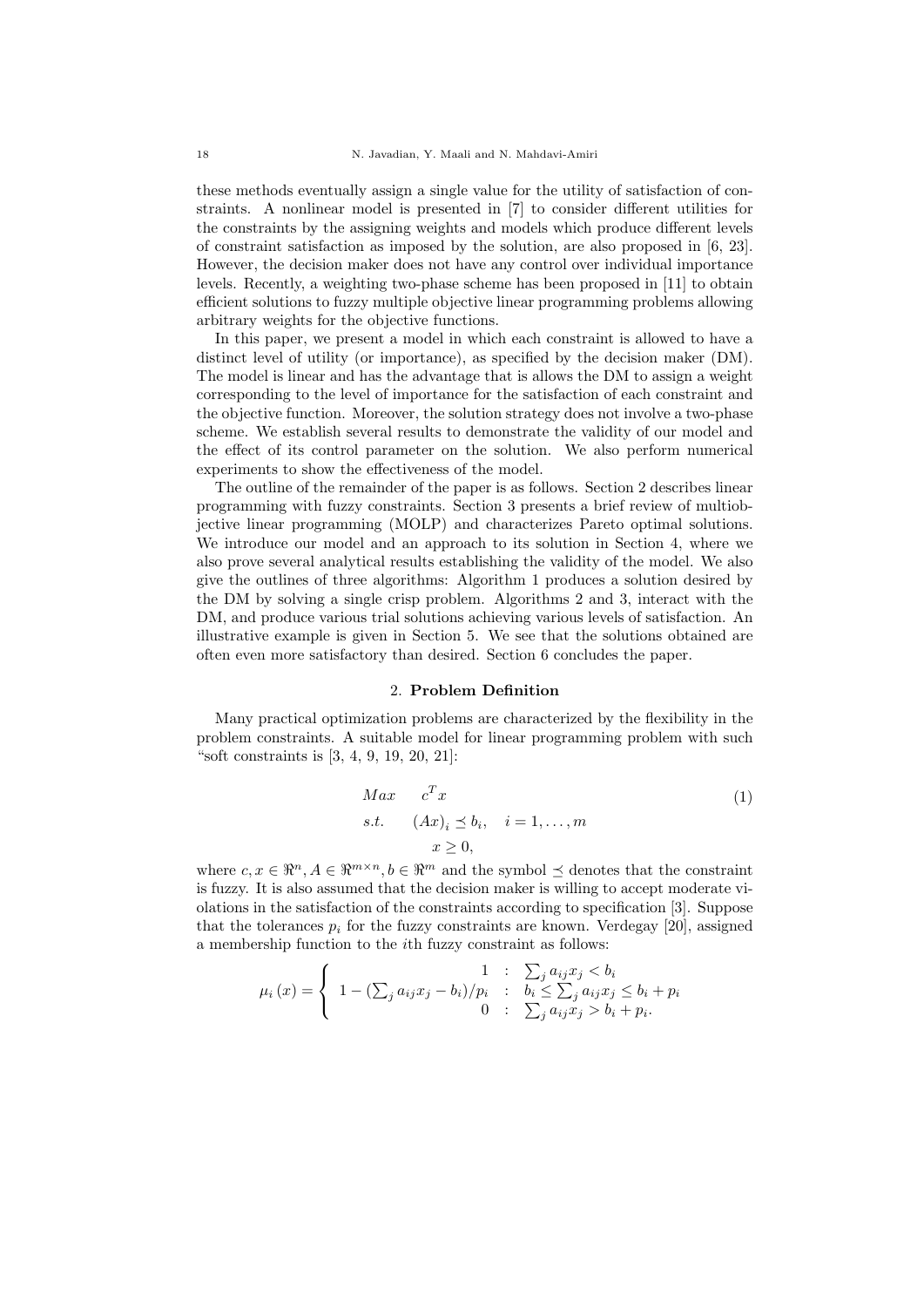these methods eventually assign a single value for the utility of satisfaction of constraints. A nonlinear model is presented in [7] to consider different utilities for the constraints by the assigning weights and models which produce different levels of constraint satisfaction as imposed by the solution, are also proposed in [6, 23]. However, the decision maker does not have any control over individual importance levels. Recently, a weighting two-phase scheme has been proposed in [11] to obtain efficient solutions to fuzzy multiple objective linear programming problems allowing arbitrary weights for the objective functions.

In this paper, we present a model in which each constraint is allowed to have a distinct level of utility (or importance), as specified by the decision maker (DM). The model is linear and has the advantage that is allows the DM to assign a weight corresponding to the level of importance for the satisfaction of each constraint and the objective function. Moreover, the solution strategy does not involve a two-phase scheme. We establish several results to demonstrate the validity of our model and the effect of its control parameter on the solution. We also perform numerical experiments to show the effectiveness of the model.

The outline of the remainder of the paper is as follows. Section 2 describes linear programming with fuzzy constraints. Section 3 presents a brief review of multiobjective linear programming (MOLP) and characterizes Pareto optimal solutions. We introduce our model and an approach to its solution in Section 4, where we also prove several analytical results establishing the validity of the model. We also give the outlines of three algorithms: Algorithm 1 produces a solution desired by the DM by solving a single crisp problem. Algorithms 2 and 3, interact with the DM, and produce various trial solutions achieving various levels of satisfaction. An illustrative example is given in Section 5. We see that the solutions obtained are often even more satisfactory than desired. Section 6 concludes the paper.

## 2. Problem Definition

Many practical optimization problems are characterized by the flexibility in the problem constraints. A suitable model for linear programming problem with such "soft constraints is [3, 4, 9, 19, 20, 21]:

$$
\begin{aligned}
Max \quad & c^T x \\
s.t. \quad & (Ax)_i \preceq b_i, \quad i = 1, \dots, m \\
& x \geq 0,
\end{aligned}
\tag{1}
$$

where $c, x \in \Re^n, A \in \Re^{m \times n}, b \in \Re^m$ and the symbol $\preceq$ denotes that the constraint is fuzzy. It is also assumed that the decision maker is willing to accept moderate violations in the satisfaction of the constraints according to specification [3]. Suppose that the tolerances $p_i$ for the fuzzy constraints are known. Verdegay [20], assigned a membership function to the $i$th fuzzy constraint as follows:

$$
\mu_i(x) = \begin{cases} 1 & : \quad \sum_j a_{ij} x_j < b_i \\ 1 - (\sum_j a_{ij} x_j - b_i)/p_i & : \quad b_i \leq \sum_j a_{ij} x_j \leq b_i + p_i \\ 0 & : \quad \sum_j a_{ij} x_j > b_i + p_i. \end{cases}
$$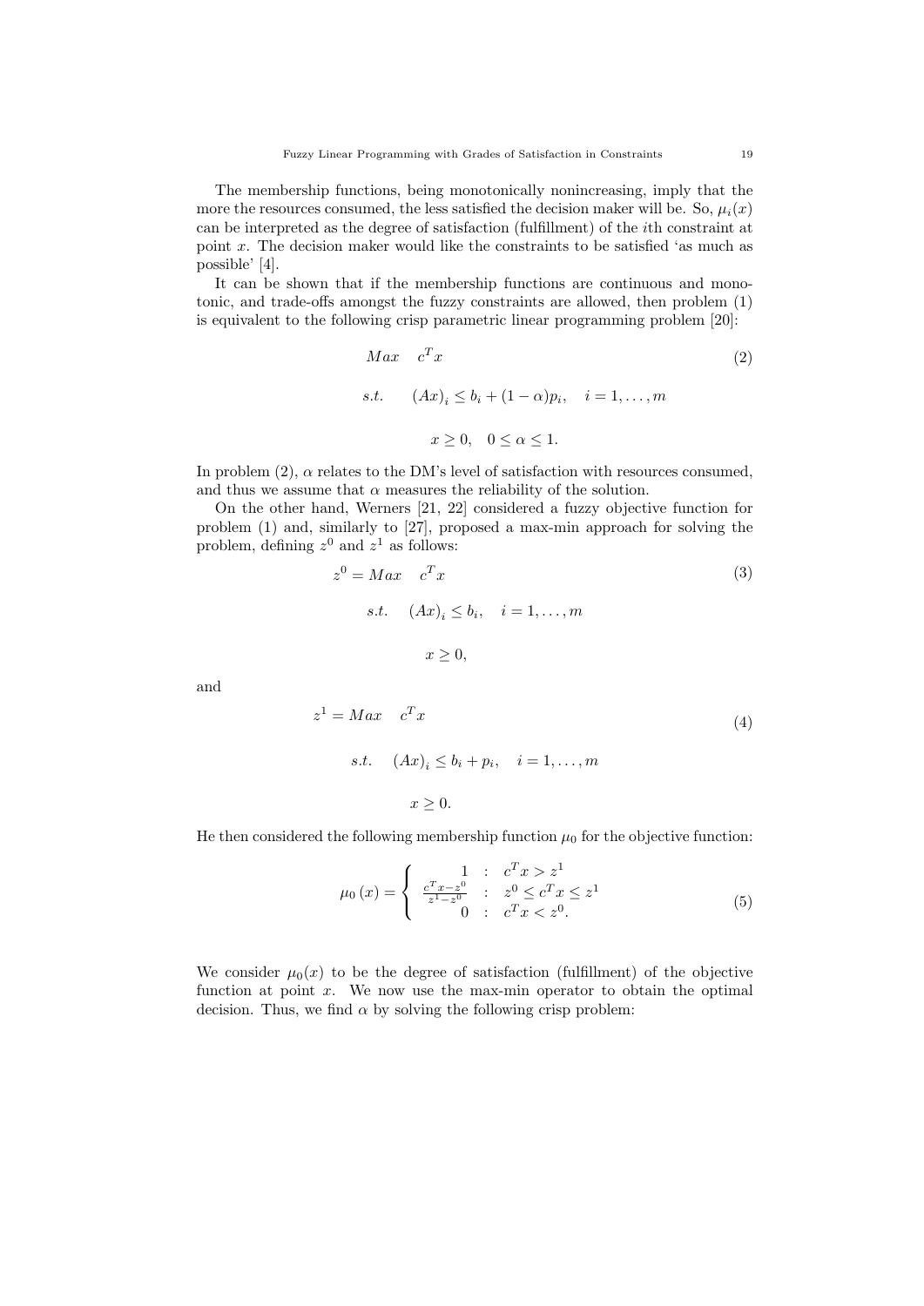The membership functions, being monotonically nonincreasing, imply that the more the resources consumed, the less satisfied the decision maker will be. So, $\mu_i(x)$ can be interpreted as the degree of satisfaction (fulfillment) of the $i$th constraint at point $x$. The decision maker would like the constraints to be satisfied 'as much as possible' [4].

It can be shown that if the membership functions are continuous and monotonic, and trade-offs amongst the fuzzy constraints are allowed, then problem (1) is equivalent to the following crisp parametric linear programming problem [20]:

$$
\begin{aligned}
& Max \quad c^T x \\
& s.t. \quad (Ax)_i \leq b_i + (1-\alpha)p_i, \quad i = 1, \ldots, m \\
& \qquad x \geq 0, \quad 0 \leq \alpha \leq 1.
\end{aligned}
\tag{2}
$$

In problem (2), $\alpha$ relates to the DM's level of satisfaction with resources consumed, and thus we assume that $\alpha$ measures the reliability of the solution.

On the other hand, Werners [21, 22] considered a fuzzy objective function for problem (1) and, similarly to [27], proposed a max-min approach for solving the problem, defining $z^0$ and $z^1$ as follows:

$$
\begin{aligned}
z^0 = & Max \quad c^T x \\
& s.t. \quad (Ax)_i \leq b_i, \quad i = 1, \ldots, m \\
& \qquad x \geq 0,
\end{aligned}
\tag{3}
$$

and

$$
\begin{aligned}
z^1 = & Max \quad c^T x \\
& s.t. \quad (Ax)_i \leq b_i + p_i, \quad i = 1, \ldots, m \\
& \qquad x \geq 0.
\end{aligned}
\tag{4}
$$

He then considered the following membership function $\mu_0$ for the objective function:

$$
\mu_0(x) = \begin{cases} 1 & : \quad c^T x > z^1 \\ \frac{c^T x - z^0}{z^1 - z^0} & : \quad z^0 \leq c^T x \leq z^1 \\ 0 & : \quad c^T x < z^0. \end{cases}
\tag{5}
$$

We consider $\mu_0(x)$ to be the degree of satisfaction (fulfillment) of the objective function at point $x$. We now use the max-min operator to obtain the optimal decision. Thus, we find $\alpha$ by solving the following crisp problem: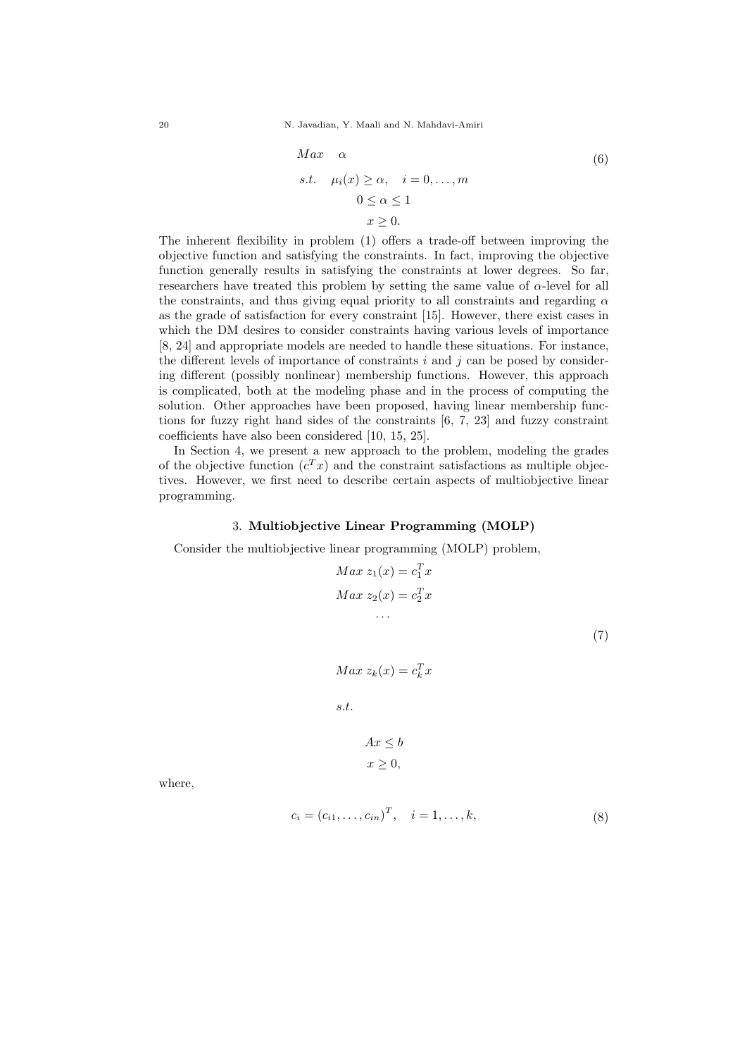$$
\begin{aligned}
&Max \quad \alpha \\
&s.t. \quad \mu_i(x) \geq \alpha, \quad i = 0, \ldots, m \\
&\qquad\quad 0 \leq \alpha \leq 1 \\
&\qquad\qquad x \geq 0.
\end{aligned} \tag{6}
$$

The inherent flexibility in problem (1) offers a trade-off between improving the objective function and satisfying the constraints. In fact, improving the objective function generally results in satisfying the constraints at lower degrees. So far, researchers have treated this problem by setting the same value of $\alpha$-level for all the constraints, and thus giving equal priority to all constraints and regarding $\alpha$ as the grade of satisfaction for every constraint [15]. However, there exist cases in which the DM desires to consider constraints having various levels of importance [8, 24] and appropriate models are needed to handle these situations. For instance, the different levels of importance of constraints $i$ and $j$ can be posed by considering different (possibly nonlinear) membership functions. However, this approach is complicated, both at the modeling phase and in the process of computing the solution. Other approaches have been proposed, having linear membership functions for fuzzy right hand sides of the constraints [6, 7, 23] and fuzzy constraint coefficients have also been considered [10, 15, 25].

In Section 4, we present a new approach to the problem, modeling the grades of the objective function ($c^T x$) and the constraint satisfactions as multiple objectives. However, we first need to describe certain aspects of multiobjective linear programming.

## 3. Multiobjective Linear Programming (MOLP)

Consider the multiobjective linear programming (MOLP) problem,

$$
\begin{aligned}
&Max\ z_1(x) = c_1^T x \\
&Max\ z_2(x) = c_2^T x \\
&\qquad \cdots \\
&Max\ z_k(x) = c_k^T x \\
&s.t. \\
&\qquad Ax \leq b \\
&\qquad x \geq 0,
\end{aligned} \tag{7}
$$

where,

$$
c_i = (c_{i1}, \ldots, c_{in})^T, \quad i = 1, \ldots, k, \tag{8}
$$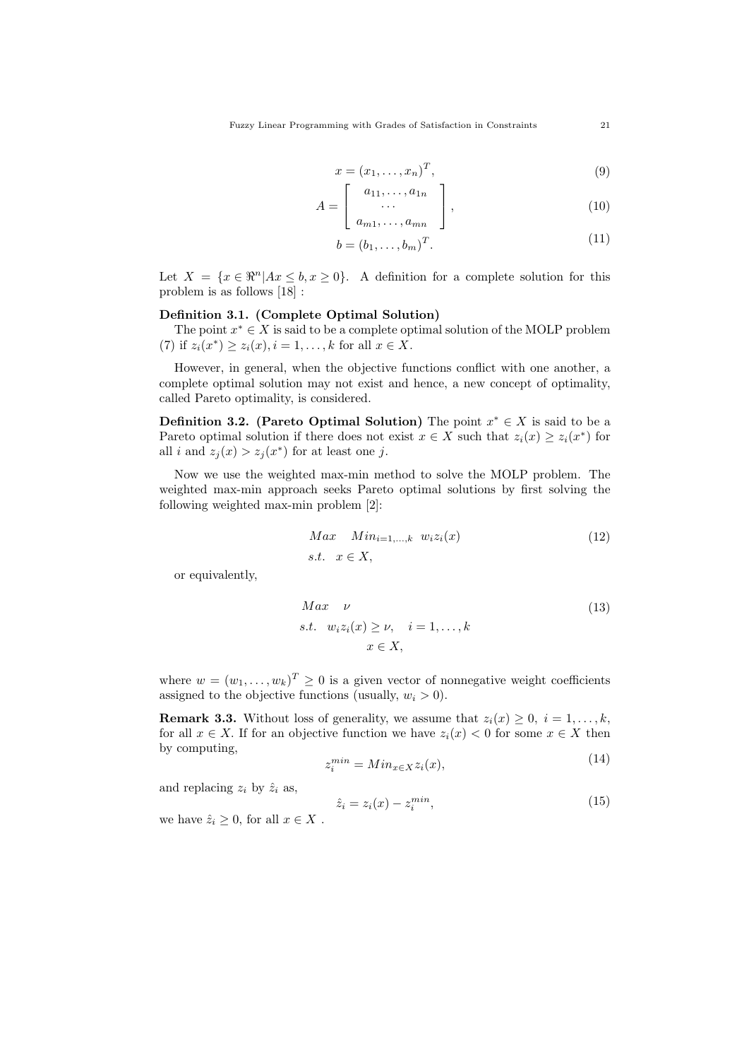$$x = (x_1, \ldots, x_n)^T, \tag{9}$$

$$A = \begin{bmatrix} a_{11}, \ldots, a_{1n} \\ \cdots \\ a_{m1}, \ldots, a_{mn} \end{bmatrix}, \tag{10}$$

$$b = (b_1, \ldots, b_m)^T. \tag{11}$$

Let $X = \{x \in \Re^n | Ax \leq b, x \geq 0\}$. A definition for a complete solution for this problem is as follows [18] :

**Definition 3.1. (Complete Optimal Solution)**

The point $x^* \in X$ is said to be a complete optimal solution of the MOLP problem (7) if $z_i(x^*) \geq z_i(x), i = 1, \ldots, k$ for all $x \in X$.

However, in general, when the objective functions conflict with one another, a complete optimal solution may not exist and hence, a new concept of optimality, called Pareto optimality, is considered.

**Definition 3.2. (Pareto Optimal Solution)** The point $x^* \in X$ is said to be a Pareto optimal solution if there does not exist $x \in X$ such that $z_i(x) \geq z_i(x^*)$ for all $i$ and $z_j(x) > z_j(x^*)$ for at least one $j$.

Now we use the weighted max-min method to solve the MOLP problem. The weighted max-min approach seeks Pareto optimal solutions by first solving the following weighted max-min problem [2]:

$$\begin{aligned} &Max \quad Min_{i=1,\ldots,k} \; w_i z_i(x) \\ &s.t. \quad x \in X, \end{aligned} \tag{12}$$

or equivalently,

$$\begin{aligned} &Max \quad \nu \\ &s.t. \quad w_i z_i(x) \geq \nu, \quad i = 1, \ldots, k \\ &\qquad\qquad x \in X, \end{aligned} \tag{13}$$

where $w = (w_1, \ldots, w_k)^T \geq 0$ is a given vector of nonnegative weight coefficients assigned to the objective functions (usually, $w_i > 0$).

**Remark 3.3.** Without loss of generality, we assume that $z_i(x) \geq 0, \; i = 1, \ldots, k$, for all $x \in X$. If for an objective function we have $z_i(x) < 0$ for some $x \in X$ then by computing,

$$z_i^{min} = Min_{x \in X} z_i(x), \tag{14}$$

and replacing $z_i$ by $\hat{z}_i$ as,

$$\hat{z}_i = z_i(x) - z_i^{min}, \tag{15}$$

we have $\hat{z}_i \geq 0$, for all $x \in X$ .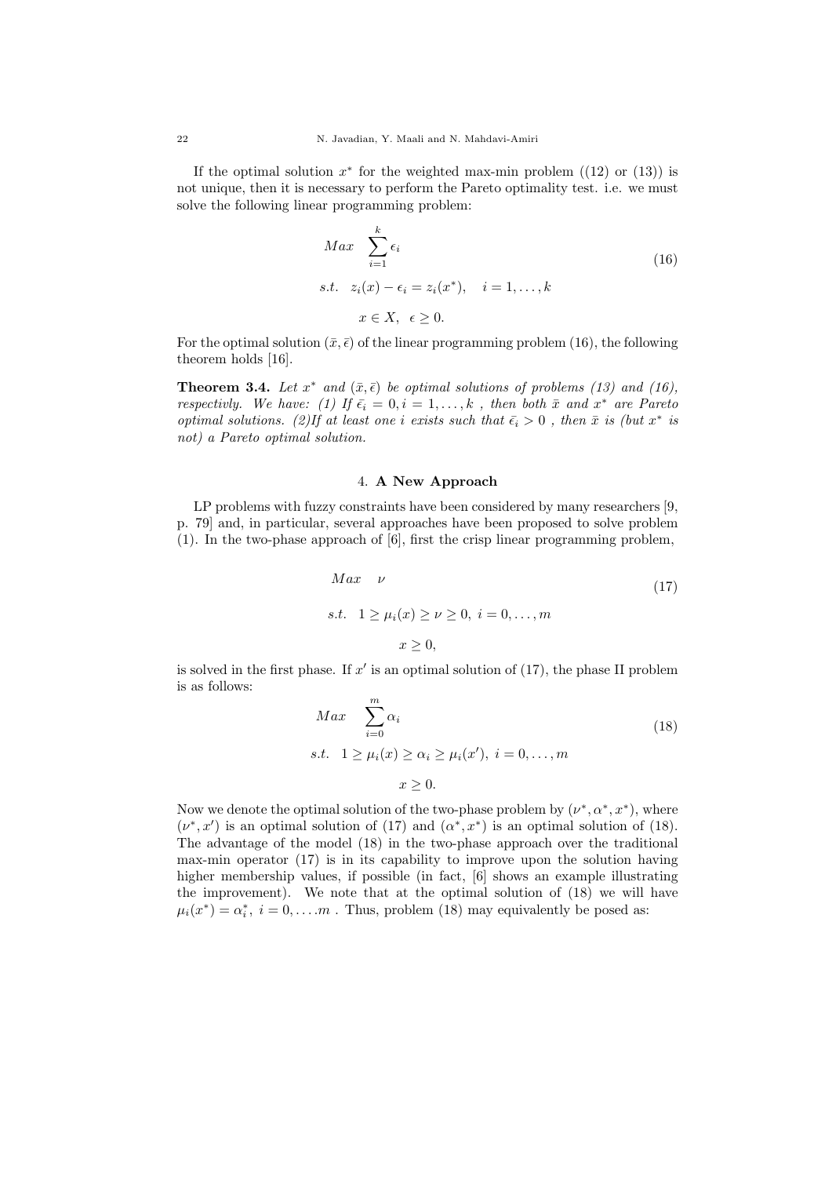If the optimal solution $x^*$ for the weighted max-min problem ((12) or (13)) is not unique, then it is necessary to perform the Pareto optimality test. i.e. we must solve the following linear programming problem:

$$
\begin{aligned}
&Max \quad \sum_{i=1}^{k} \epsilon_i \\
&s.t. \quad z_i(x) - \epsilon_i = z_i(x^*), \quad i = 1, \ldots, k \\
&\qquad x \in X, \;\; \epsilon \geq 0.
\end{aligned}
\tag{16}
$$

For the optimal solution $(\bar{x}, \bar{\epsilon})$ of the linear programming problem (16), the following theorem holds [16].

**Theorem 3.4.** *Let $x^*$ and $(\bar{x}, \bar{\epsilon})$ be optimal solutions of problems (13) and (16), respectivly. We have: (1) If $\bar{\epsilon_i} = 0, i = 1, \ldots, k$ , then both $\bar{x}$ and $x^*$ are Pareto optimal solutions. (2)If at least one $i$ exists such that $\bar{\epsilon_i} > 0$ , then $\bar{x}$ is (but $x^*$ is not) a Pareto optimal solution.*

## 4. **A New Approach**

LP problems with fuzzy constraints have been considered by many researchers [9, p. 79] and, in particular, several approaches have been proposed to solve problem (1). In the two-phase approach of [6], first the crisp linear programming problem,

$$
\begin{aligned}
&Max \quad \nu \\
&s.t. \quad 1 \geq \mu_i(x) \geq \nu \geq 0, \; i = 0, \ldots, m \\
&\qquad x \geq 0,
\end{aligned}
\tag{17}
$$

is solved in the first phase. If $x'$ is an optimal solution of (17), the phase II problem is as follows:

$$
\begin{aligned}
&Max \quad \sum_{i=0}^{m} \alpha_i \\
&s.t. \quad 1 \geq \mu_i(x) \geq \alpha_i \geq \mu_i(x'), \; i = 0, \ldots, m \\
&\qquad x \geq 0.
\end{aligned}
\tag{18}
$$

Now we denote the optimal solution of the two-phase problem by $(\nu^*, \alpha^*, x^*)$, where $(\nu^*, x')$ is an optimal solution of (17) and $(\alpha^*, x^*)$ is an optimal solution of (18). The advantage of the model (18) in the two-phase approach over the traditional max-min operator (17) is in its capability to improve upon the solution having higher membership values, if possible (in fact, [6] shows an example illustrating the improvement). We note that at the optimal solution of (18) we will have $\mu_i(x^*) = \alpha_i^*, \; i = 0, \ldots m$ . Thus, problem (18) may equivalently be posed as: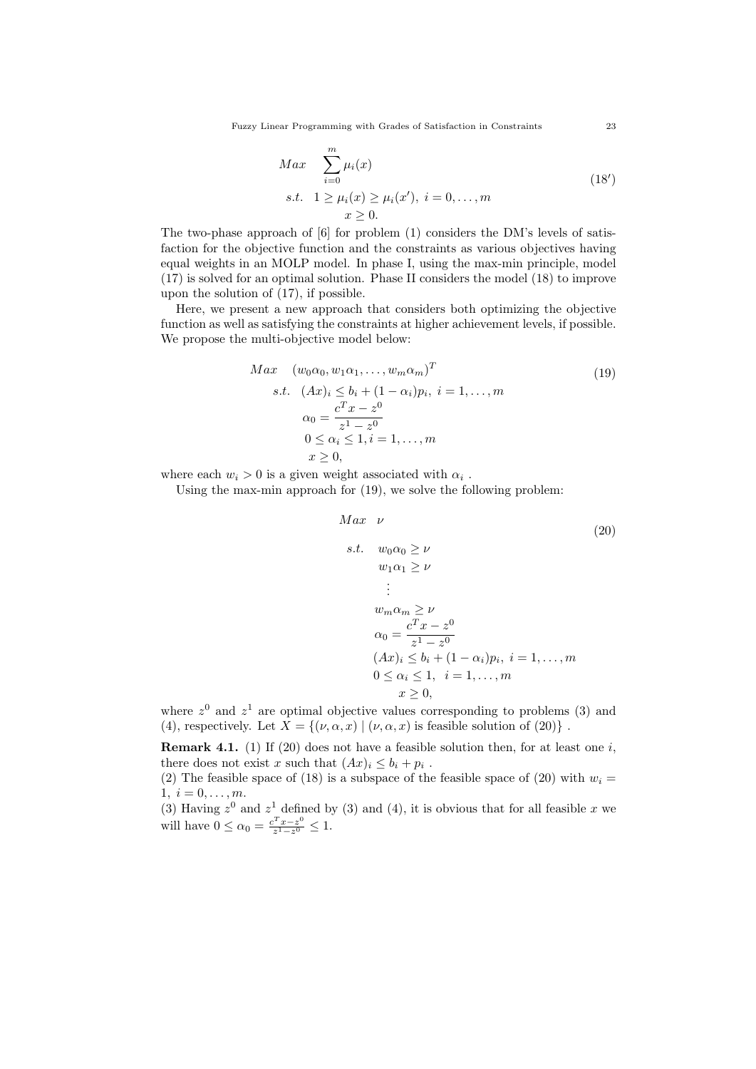$$
\begin{aligned}
Max \quad & \sum_{i=0}^{m} \mu_i(x) \\
s.t. \quad & 1 \geq \mu_i(x) \geq \mu_i(x'), \; i = 0, \ldots, m \\
& x \geq 0.
\end{aligned}
\tag{18$'$}
$$

The two-phase approach of [6] for problem (1) considers the DM's levels of satisfaction for the objective function and the constraints as various objectives having equal weights in an MOLP model. In phase I, using the max-min principle, model (17) is solved for an optimal solution. Phase II considers the model (18) to improve upon the solution of (17), if possible.

Here, we present a new approach that considers both optimizing the objective function as well as satisfying the constraints at higher achievement levels, if possible. We propose the multi-objective model below:

$$
\begin{aligned}
Max \quad & (w_0\alpha_0, w_1\alpha_1, \ldots, w_m\alpha_m)^T \\
s.t. \quad & (Ax)_i \leq b_i + (1 - \alpha_i)p_i, \; i = 1, \ldots, m \\
& \alpha_0 = \frac{c^T x - z^0}{z^1 - z^0} \\
& 0 \leq \alpha_i \leq 1, i = 1, \ldots, m \\
& x \geq 0,
\end{aligned}
\tag{19}
$$

where each $w_i > 0$ is a given weight associated with $\alpha_i$ .

Using the max-min approach for (19), we solve the following problem:

$$
\begin{aligned}
Max \quad & \nu \\
s.t. \quad & w_0\alpha_0 \geq \nu \\
& w_1\alpha_1 \geq \nu \\
& \quad \vdots \\
& w_m\alpha_m \geq \nu \\
& \alpha_0 = \frac{c^T x - z^0}{z^1 - z^0} \\
& (Ax)_i \leq b_i + (1 - \alpha_i)p_i, \; i = 1, \ldots, m \\
& 0 \leq \alpha_i \leq 1, \;\; i = 1, \ldots, m \\
& x \geq 0,
\end{aligned}
\tag{20}
$$

where $z^0$ and $z^1$ are optimal objective values corresponding to problems (3) and (4), respectively. Let $X = \{(\nu, \alpha, x) \mid (\nu, \alpha, x) \text{ is feasible solution of } (20)\}$ .

**Remark 4.1.** (1) If (20) does not have a feasible solution then, for at least one $i$, there does not exist $x$ such that $(Ax)_i \leq b_i + p_i$ .
(2) The feasible space of (18) is a subspace of the feasible space of (20) with $w_i = 1, \; i = 0, \ldots, m$.
(3) Having $z^0$ and $z^1$ defined by (3) and (4), it is obvious that for all feasible $x$ we will have $0 \leq \alpha_0 = \frac{c^T x - z^0}{z^1 - z^0} \leq 1$.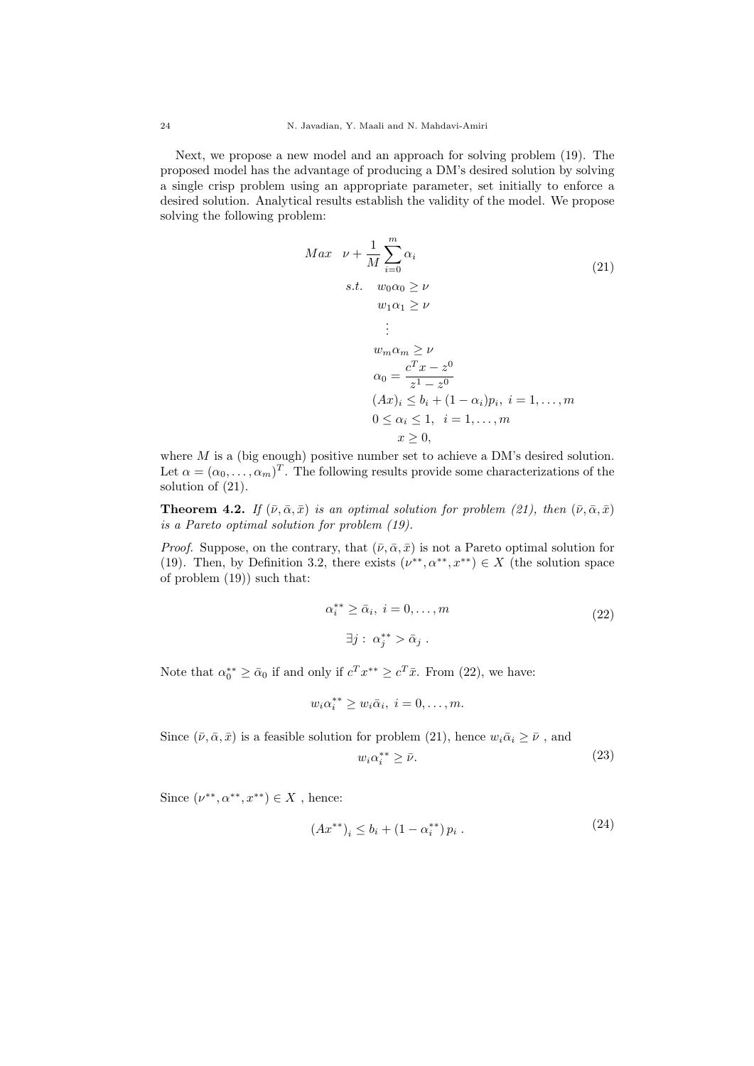Next, we propose a new model and an approach for solving problem (19). The proposed model has the advantage of producing a DM's desired solution by solving a single crisp problem using an appropriate parameter, set initially to enforce a desired solution. Analytical results establish the validity of the model. We propose solving the following problem:

$$
\begin{aligned}
Max \quad & \nu + \frac{1}{M}\sum_{i=0}^{m} \alpha_i \\
s.t. \quad & w_0\alpha_0 \geq \nu \\
& w_1\alpha_1 \geq \nu \\
& \quad \vdots \\
& w_m\alpha_m \geq \nu \\
& \alpha_0 = \frac{c^T x - z^0}{z^1 - z^0} \\
& (Ax)_i \leq b_i + (1-\alpha_i)p_i, \ i = 1, \ldots, m \\
& 0 \leq \alpha_i \leq 1, \quad i = 1, \ldots, m \\
& \quad x \geq 0,
\end{aligned}
\tag{21}
$$

where $M$ is a (big enough) positive number set to achieve a DM's desired solution. Let $\alpha = (\alpha_0, \ldots, \alpha_m)^T$. The following results provide some characterizations of the solution of (21).

**Theorem 4.2.** *If $(\bar{\nu}, \bar{\alpha}, \bar{x})$ is an optimal solution for problem (21), then $(\bar{\nu}, \bar{\alpha}, \bar{x})$ is a Pareto optimal solution for problem (19).*

*Proof.* Suppose, on the contrary, that $(\bar{\nu}, \bar{\alpha}, \bar{x})$ is not a Pareto optimal solution for (19). Then, by Definition 3.2, there exists $(\nu^{**}, \alpha^{**}, x^{**}) \in X$ (the solution space of problem (19)) such that:

$$
\begin{aligned}
& \alpha_i^{**} \geq \bar{\alpha}_i, \ i = 0, \ldots, m \\
& \exists j : \ \alpha_j^{**} > \bar{\alpha}_j \ .
\end{aligned}
\tag{22}
$$

Note that $\alpha_0^{**} \geq \bar{\alpha}_0$ if and only if $c^T x^{**} \geq c^T \bar{x}$. From (22), we have:

$$
w_i\alpha_i^{**} \geq w_i\bar{\alpha}_i, \ i = 0, \ldots, m.
$$

Since $(\bar{\nu}, \bar{\alpha}, \bar{x})$ is a feasible solution for problem (21), hence $w_i\bar{\alpha}_i \geq \bar{\nu}$ , and

$$
w_i\alpha_i^{**} \geq \bar{\nu}. \tag{23}
$$

Since $(\nu^{**}, \alpha^{**}, x^{**}) \in X$ , hence:

$$
(Ax^{**})_i \leq b_i + (1-\alpha_i^{**})\, p_i \ . \tag{24}
$$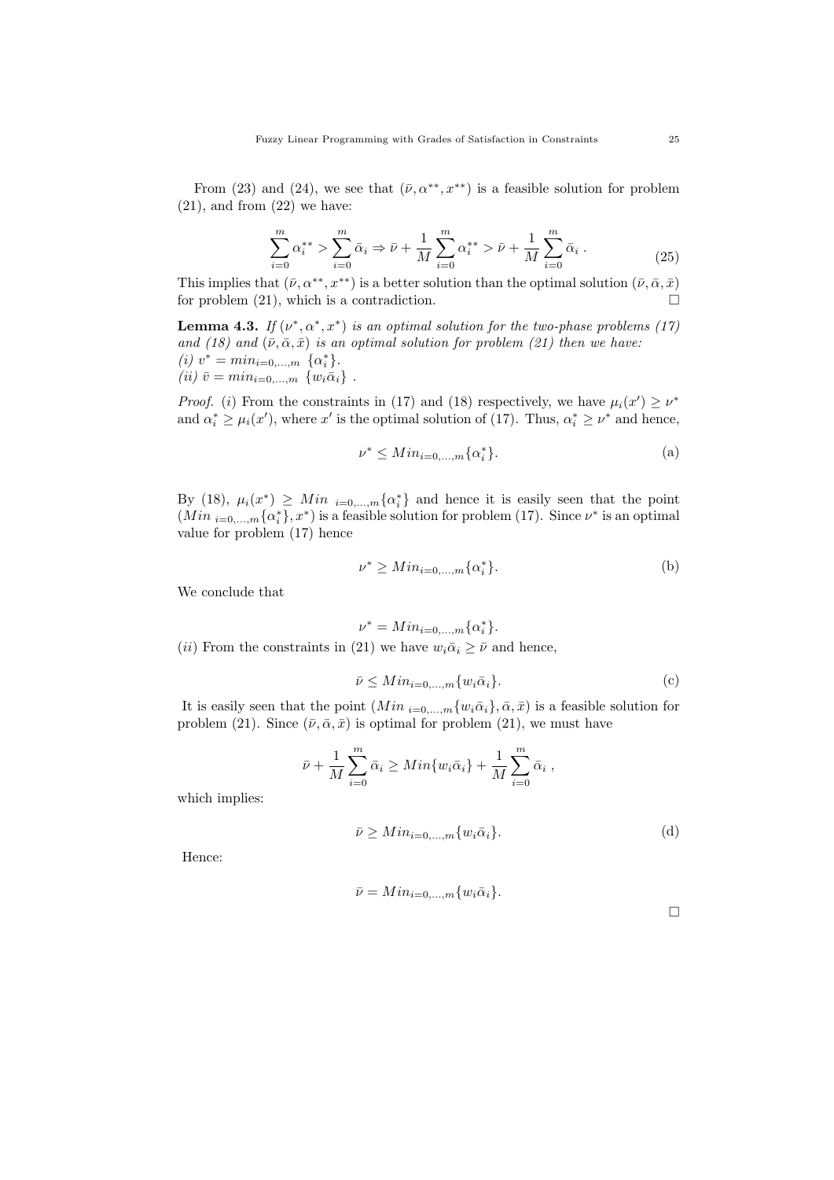From (23) and (24), we see that $(\bar{\nu}, \alpha^{**}, x^{**})$ is a feasible solution for problem (21), and from (22) we have:

$$\sum_{i=0}^{m} \alpha_i^{**} > \sum_{i=0}^{m} \bar{\alpha}_i \Rightarrow \bar{\nu} + \frac{1}{M}\sum_{i=0}^{m} \alpha_i^{**} > \bar{\nu} + \frac{1}{M}\sum_{i=0}^{m} \bar{\alpha}_i \ . \tag{25}$$

This implies that $(\bar{\nu}, \alpha^{**}, x^{**})$ is a better solution than the optimal solution $(\bar{\nu}, \bar{\alpha}, \bar{x})$ for problem (21), which is a contradiction. □

**Lemma 4.3.** *If $(\nu^*, \alpha^*, x^*)$ is an optimal solution for the two-phase problems (17) and (18) and $(\bar{\nu}, \bar{\alpha}, \bar{x})$ is an optimal solution for problem (21) then we have:*
*(i) $v^* = min_{i=0,\ldots,m}\ \{\alpha_i^*\}$.*
*(ii) $\bar{v} = min_{i=0,\ldots,m}\ \{w_i\bar{\alpha}_i\}$ .*

*Proof.* $(i)$ From the constraints in (17) and (18) respectively, we have $\mu_i(x') \geq \nu^*$ and $\alpha_i^* \geq \mu_i(x')$, where $x'$ is the optimal solution of (17). Thus, $\alpha_i^* \geq \nu^*$ and hence,

$$\nu^* \leq Min_{i=0,\ldots,m}\{\alpha_i^*\}. \tag{a}$$

By (18), $\mu_i(x^*) \geq Min\ _{i=0,\ldots,m}\{\alpha_i^*\}$ and hence it is easily seen that the point $(Min\ _{i=0,\ldots,m}\{\alpha_i^*\}, x^*)$ is a feasible solution for problem (17). Since $\nu^*$ is an optimal value for problem (17) hence

$$\nu^* \geq Min_{i=0,\ldots,m}\{\alpha_i^*\}. \tag{b}$$

We conclude that

$$\nu^* = Min_{i=0,\ldots,m}\{\alpha_i^*\}.$$

$(ii)$ From the constraints in (21) we have $w_i\bar{\alpha}_i \geq \bar{\nu}$ and hence,

$$\bar{\nu} \leq Min_{i=0,\ldots,m}\{w_i\bar{\alpha}_i\}. \tag{c}$$

It is easily seen that the point $(Min\ _{i=0,\ldots,m}\{w_i\bar{\alpha}_i\}, \bar{\alpha}, \bar{x})$ is a feasible solution for problem (21). Since $(\bar{\nu}, \bar{\alpha}, \bar{x})$ is optimal for problem (21), we must have

$$\bar{\nu} + \frac{1}{M}\sum_{i=0}^{m} \bar{\alpha}_i \geq Min\{w_i\bar{\alpha}_i\} + \frac{1}{M}\sum_{i=0}^{m} \bar{\alpha}_i \ ,$$

which implies:

$$\bar{\nu} \geq Min_{i=0,\ldots,m}\{w_i\bar{\alpha}_i\}. \tag{d}$$

Hence:

$$\bar{\nu} = Min_{i=0,\ldots,m}\{w_i\bar{\alpha}_i\}.$$

□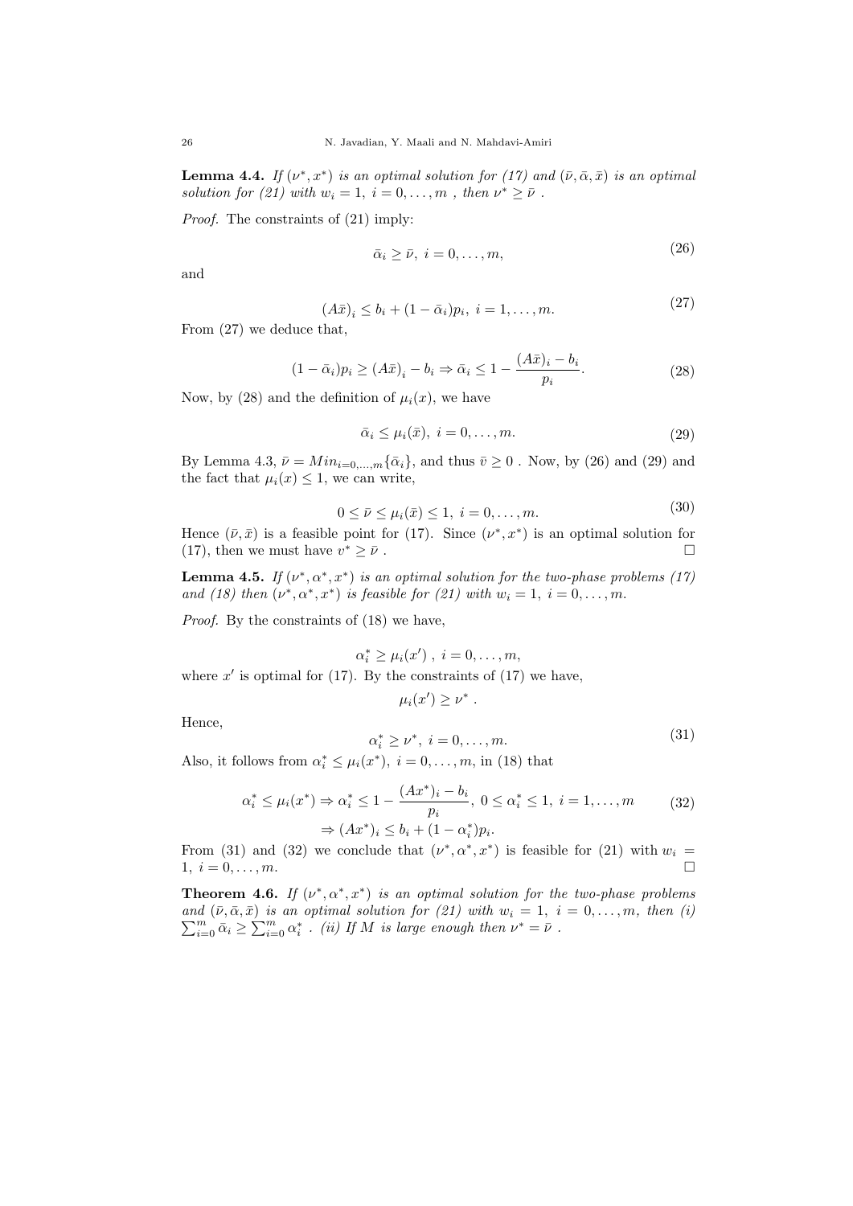**Lemma 4.4.** *If $(\nu^*, x^*)$ is an optimal solution for (17) and $(\bar{\nu}, \bar{\alpha}, \bar{x})$ is an optimal solution for (21) with $w_i = 1,\ i = 0, \ldots, m$ , then $\nu^* \geq \bar{\nu}$ .*

*Proof.* The constraints of (21) imply:

$$\bar{\alpha}_i \geq \bar{\nu},\ i = 0, \ldots, m, \tag{26}$$

and

$$(A\bar{x})_i \leq b_i + (1 - \bar{\alpha}_i)p_i,\ i = 1, \ldots, m. \tag{27}$$

From (27) we deduce that,

$$(1 - \bar{\alpha}_i)p_i \geq (A\bar{x})_i - b_i \Rightarrow \bar{\alpha}_i \leq 1 - \frac{(A\bar{x})_i - b_i}{p_i}. \tag{28}$$

Now, by (28) and the definition of $\mu_i(x)$, we have

$$\bar{\alpha}_i \leq \mu_i(\bar{x}),\ i = 0, \ldots, m. \tag{29}$$

By Lemma 4.3, $\bar{\nu} = Min_{i=0,\ldots,m}\{\bar{\alpha}_i\}$, and thus $\bar{v} \geq 0$ . Now, by (26) and (29) and the fact that $\mu_i(x) \leq 1$, we can write,

$$0 \leq \bar{\nu} \leq \mu_i(\bar{x}) \leq 1,\ i = 0, \ldots, m. \tag{30}$$

Hence $(\bar{\nu}, \bar{x})$ is a feasible point for (17). Since $(\nu^*, x^*)$ is an optimal solution for (17), then we must have $v^* \geq \bar{\nu}$ . □

**Lemma 4.5.** *If $(\nu^*, \alpha^*, x^*)$ is an optimal solution for the two-phase problems (17) and (18) then $(\nu^*, \alpha^*, x^*)$ is feasible for (21) with $w_i = 1,\ i = 0, \ldots, m$.*

*Proof.* By the constraints of (18) we have,

$$\alpha_i^* \geq \mu_i(x')\ ,\ i = 0, \ldots, m,$$

where $x'$ is optimal for (17). By the constraints of (17) we have,

$$\mu_i(x') \geq \nu^*\ .$$

Hence,

$$\alpha_i^* \geq \nu^*,\ i = 0, \ldots, m. \tag{31}$$

Also, it follows from $\alpha_i^* \leq \mu_i(x^*),\ i = 0, \ldots, m$, in (18) that

$$\alpha_i^* \leq \mu_i(x^*) \Rightarrow \alpha_i^* \leq 1 - \frac{(Ax^*)_i - b_i}{p_i},\ 0 \leq \alpha_i^* \leq 1,\ i = 1, \ldots, m \tag{32}$$
$$\Rightarrow (Ax^*)_i \leq b_i + (1 - \alpha_i^*)p_i.$$

From (31) and (32) we conclude that $(\nu^*, \alpha^*, x^*)$ is feasible for (21) with $w_i = 1,\ i = 0, \ldots, m$. □

**Theorem 4.6.** *If $(\nu^*, \alpha^*, x^*)$ is an optimal solution for the two-phase problems and $(\bar{\nu}, \bar{\alpha}, \bar{x})$ is an optimal solution for (21) with $w_i = 1,\ i = 0, \ldots, m$, then (i) $\sum_{i=0}^{m} \bar{\alpha}_i \geq \sum_{i=0}^{m} \alpha_i^*$ . (ii) If $M$ is large enough then $\nu^* = \bar{\nu}$ .*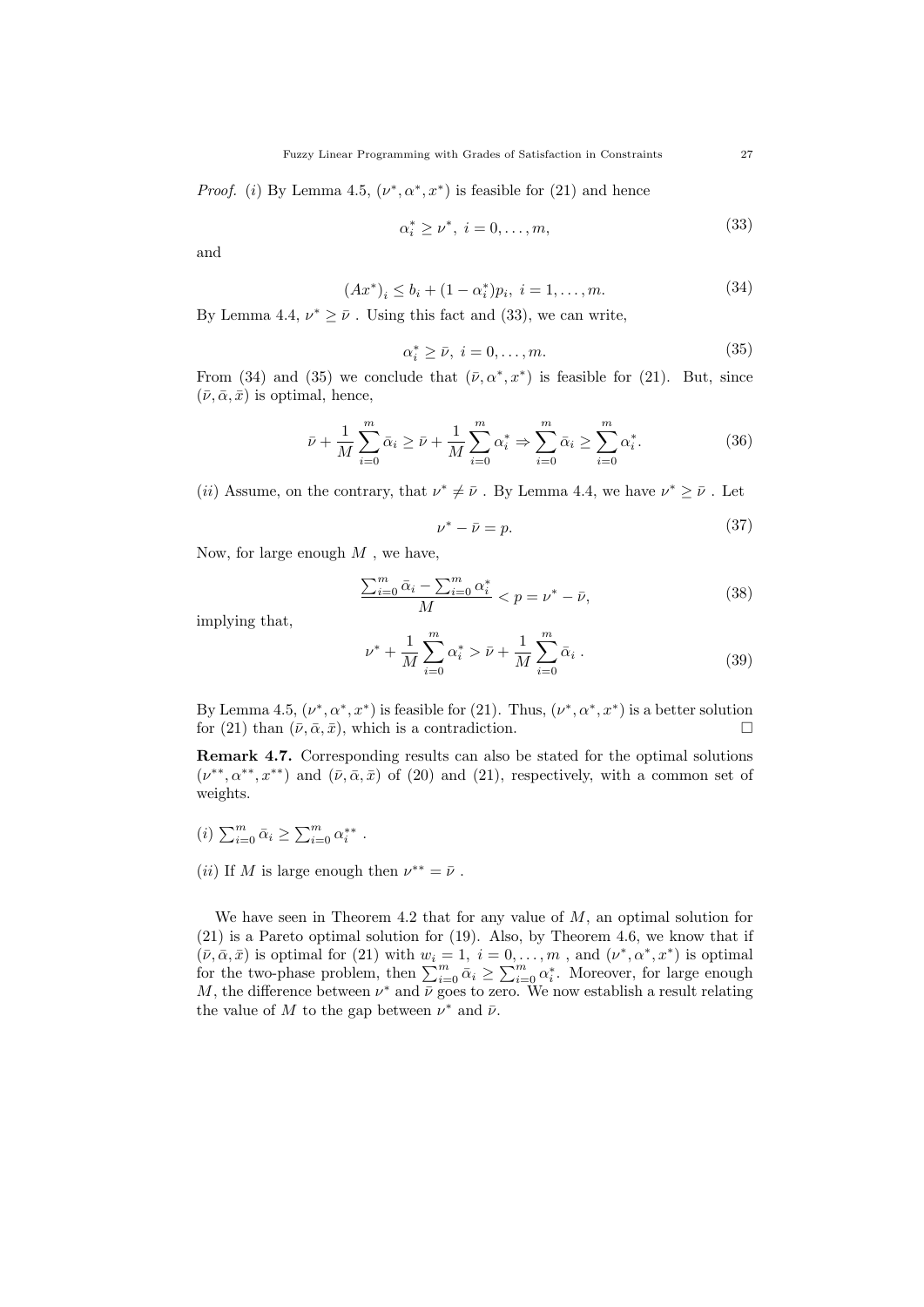*Proof.* $(i)$ By Lemma 4.5, $(\nu^*, \alpha^*, x^*)$ is feasible for (21) and hence

$$\alpha_i^* \geq \nu^*,\ i = 0, \ldots, m, \tag{33}$$

and

$$(Ax^*)_i \leq b_i + (1 - \alpha_i^*)p_i,\ i = 1, \ldots, m. \tag{34}$$

By Lemma 4.4, $\nu^* \geq \bar{\nu}$ . Using this fact and (33), we can write,

$$\alpha_i^* \geq \bar{\nu},\ i = 0, \ldots, m. \tag{35}$$

From (34) and (35) we conclude that $(\bar{\nu}, \alpha^*, x^*)$ is feasible for (21). But, since $(\bar{\nu}, \bar{\alpha}, \bar{x})$ is optimal, hence,

$$\bar{\nu} + \frac{1}{M}\sum_{i=0}^{m} \bar{\alpha}_i \geq \bar{\nu} + \frac{1}{M}\sum_{i=0}^{m} \alpha_i^* \Rightarrow \sum_{i=0}^{m} \bar{\alpha}_i \geq \sum_{i=0}^{m} \alpha_i^*. \tag{36}$$

$(ii)$ Assume, on the contrary, that $\nu^* \neq \bar{\nu}$ . By Lemma 4.4, we have $\nu^* \geq \bar{\nu}$ . Let

$$\nu^* - \bar{\nu} = p. \tag{37}$$

Now, for large enough $M$ , we have,

$$\frac{\sum_{i=0}^{m} \bar{\alpha}_i - \sum_{i=0}^{m} \alpha_i^*}{M} < p = \nu^* - \bar{\nu}, \tag{38}$$

implying that,

$$\nu^* + \frac{1}{M}\sum_{i=0}^{m} \alpha_i^* > \bar{\nu} + \frac{1}{M}\sum_{i=0}^{m} \bar{\alpha}_i\ . \tag{39}$$

By Lemma 4.5, $(\nu^*, \alpha^*, x^*)$ is feasible for (21). Thus, $(\nu^*, \alpha^*, x^*)$ is a better solution for (21) than $(\bar{\nu}, \bar{\alpha}, \bar{x})$, which is a contradiction. □

**Remark 4.7.** Corresponding results can also be stated for the optimal solutions $(\nu^{**}, \alpha^{**}, x^{**})$ and $(\bar{\nu}, \bar{\alpha}, \bar{x})$ of (20) and (21), respectively, with a common set of weights.

$(i)$ $\sum_{i=0}^{m} \bar{\alpha}_i \geq \sum_{i=0}^{m} \alpha_i^{**}$ .

$(ii)$ If $M$ is large enough then $\nu^{**} = \bar{\nu}$ .

We have seen in Theorem 4.2 that for any value of $M$, an optimal solution for (21) is a Pareto optimal solution for (19). Also, by Theorem 4.6, we know that if $(\bar{\nu}, \bar{\alpha}, \bar{x})$ is optimal for (21) with $w_i = 1,\ i = 0, \ldots, m$ , and $(\nu^*, \alpha^*, x^*)$ is optimal for the two-phase problem, then $\sum_{i=0}^{m} \bar{\alpha}_i \geq \sum_{i=0}^{m} \alpha_i^*$. Moreover, for large enough $M$, the difference between $\nu^*$ and $\bar{\nu}$ goes to zero. We now establish a result relating the value of $M$ to the gap between $\nu^*$ and $\bar{\nu}$.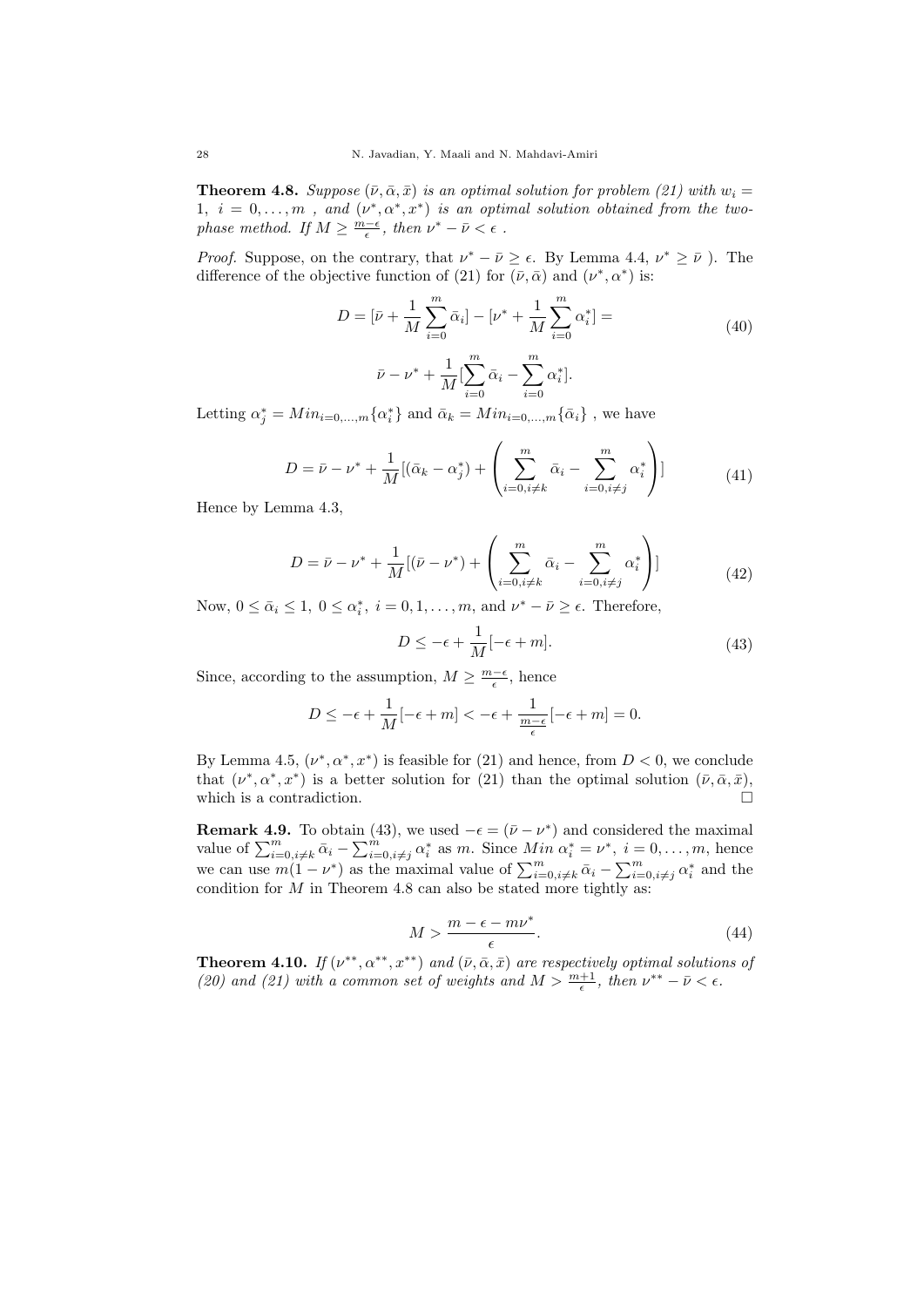**Theorem 4.8.** *Suppose $(\bar{\nu}, \bar{\alpha}, \bar{x})$ is an optimal solution for problem (21) with $w_i = 1,\ i = 0, \ldots, m$ , and $(\nu^*, \alpha^*, x^*)$ is an optimal solution obtained from the two-phase method. If $M \geq \frac{m-\epsilon}{\epsilon}$, then $\nu^* - \bar{\nu} < \epsilon$ .*

*Proof.* Suppose, on the contrary, that $\nu^* - \bar{\nu} \geq \epsilon$. By Lemma 4.4, $\nu^* \geq \bar{\nu}$ ). The difference of the objective function of (21) for $(\bar{\nu}, \bar{\alpha})$ and $(\nu^*, \alpha^*)$ is:

$$D = [\bar{\nu} + \frac{1}{M}\sum_{i=0}^{m} \bar{\alpha}_i] - [\nu^* + \frac{1}{M}\sum_{i=0}^{m} \alpha_i^*] = \tag{40}$$

$$\bar{\nu} - \nu^* + \frac{1}{M}[\sum_{i=0}^{m} \bar{\alpha}_i - \sum_{i=0}^{m} \alpha_i^*].$$

Letting $\alpha_j^* = Min_{i=0,\ldots,m}\{\alpha_i^*\}$ and $\bar{\alpha}_k = Min_{i=0,\ldots,m}\{\bar{\alpha}_i\}$ , we have

$$D = \bar{\nu} - \nu^* + \frac{1}{M}[(\bar{\alpha}_k - \alpha_j^*) + \left(\sum_{i=0,i\neq k}^{m} \bar{\alpha}_i - \sum_{i=0,i\neq j}^{m} \alpha_i^*\right)] \tag{41}$$

Hence by Lemma 4.3,

$$D = \bar{\nu} - \nu^* + \frac{1}{M}[(\bar{\nu} - \nu^*) + \left(\sum_{i=0,i\neq k}^{m} \bar{\alpha}_i - \sum_{i=0,i\neq j}^{m} \alpha_i^*\right)] \tag{42}$$

Now, $0 \leq \bar{\alpha}_i \leq 1,\ 0 \leq \alpha_i^*,\ i = 0, 1, \ldots, m$, and $\nu^* - \bar{\nu} \geq \epsilon$. Therefore,

$$D \leq -\epsilon + \frac{1}{M}[-\epsilon + m]. \tag{43}$$

Since, according to the assumption, $M \geq \frac{m-\epsilon}{\epsilon}$, hence

$$D \leq -\epsilon + \frac{1}{M}[-\epsilon + m] < -\epsilon + \frac{1}{\frac{m-\epsilon}{\epsilon}}[-\epsilon + m] = 0.$$

By Lemma 4.5, $(\nu^*, \alpha^*, x^*)$ is feasible for (21) and hence, from $D < 0$, we conclude that $(\nu^*, \alpha^*, x^*)$ is a better solution for (21) than the optimal solution $(\bar{\nu}, \bar{\alpha}, \bar{x})$, which is a contradiction. □

**Remark 4.9.** To obtain (43), we used $-\epsilon = (\bar{\nu} - \nu^*)$ and considered the maximal value of $\sum_{i=0,i\neq k}^{m} \bar{\alpha}_i - \sum_{i=0,i\neq j}^{m} \alpha_i^*$ as $m$. Since $Min\ \alpha_i^* = \nu^*,\ i = 0, \ldots, m$, hence we can use $m(1 - \nu^*)$ as the maximal value of $\sum_{i=0,i\neq k}^{m} \bar{\alpha}_i - \sum_{i=0,i\neq j}^{m} \alpha_i^*$ and the condition for $M$ in Theorem 4.8 can also be stated more tightly as:

$$M > \frac{m - \epsilon - m\nu^*}{\epsilon}. \tag{44}$$

**Theorem 4.10.** *If $(\nu^{**}, \alpha^{**}, x^{**})$ and $(\bar{\nu}, \bar{\alpha}, \bar{x})$ are respectively optimal solutions of (20) and (21) with a common set of weights and $M > \frac{m+1}{\epsilon}$, then $\nu^{**} - \bar{\nu} < \epsilon$.*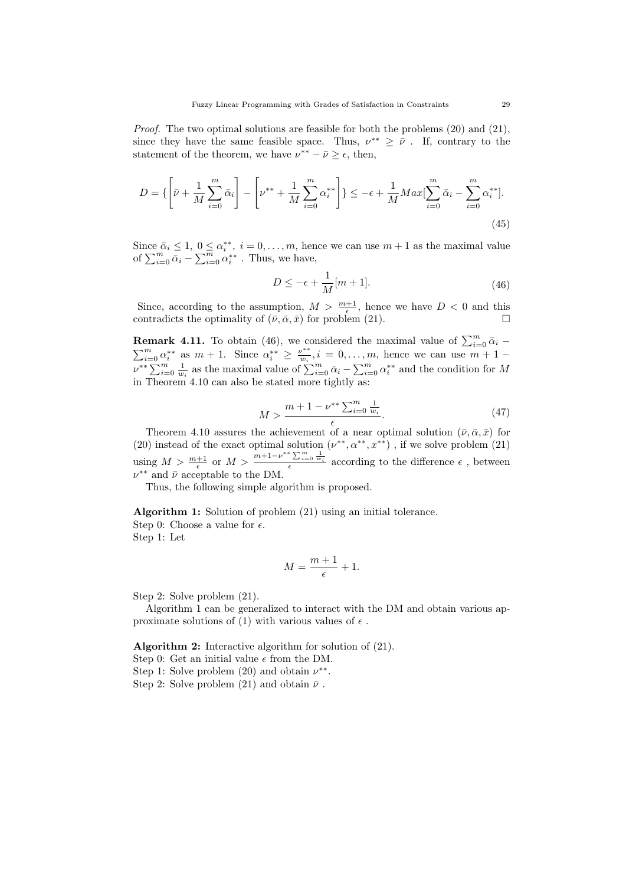*Proof.* The two optimal solutions are feasible for both the problems (20) and (21), since they have the same feasible space. Thus, $\nu^{**} \geq \bar{\nu}$ . If, contrary to the statement of the theorem, we have $\nu^{**} - \bar{\nu} \geq \epsilon$, then,

$$D = \{\left[\bar{\nu} + \frac{1}{M}\sum_{i=0}^{m}\bar{\alpha}_i\right] - \left[\nu^{**} + \frac{1}{M}\sum_{i=0}^{m}\alpha_i^{**}\right]\} \leq -\epsilon + \frac{1}{M}Max[\sum_{i=0}^{m}\bar{\alpha}_i - \sum_{i=0}^{m}\alpha_i^{**}]. \tag{45}$$

Since $\bar{\alpha}_i \leq 1,\ 0 \leq \alpha_i^{**},\ i = 0, \ldots, m$, hence we can use $m+1$ as the maximal value of $\sum_{i=0}^{m}\bar{\alpha}_i - \sum_{i=0}^{m}\alpha_i^{**}$ . Thus, we have,

$$D \leq -\epsilon + \frac{1}{M}[m+1]. \tag{46}$$

Since, according to the assumption, $M > \frac{m+1}{\epsilon}$, hence we have $D < 0$ and this contradicts the optimality of $(\bar{\nu}, \bar{\alpha}, \bar{x})$ for problem (21). □

**Remark 4.11.** To obtain (46), we considered the maximal value of $\sum_{i=0}^{m}\bar{\alpha}_i - \sum_{i=0}^{m}\alpha_i^{**}$ as $m+1$. Since $\alpha_i^{**} \geq \frac{\nu^{**}}{w_i}, i = 0, \ldots, m$, hence we can use $m + 1 - \nu^{**}\sum_{i=0}^{m}\frac{1}{w_i}$ as the maximal value of $\sum_{i=0}^{m}\bar{\alpha}_i - \sum_{i=0}^{m}\alpha_i^{**}$ and the condition for $M$ in Theorem 4.10 can also be stated more tightly as:

$$M > \frac{m + 1 - \nu^{**}\sum_{i=0}^{m}\frac{1}{w_i}}{\epsilon}. \tag{47}$$

Theorem 4.10 assures the achievement of a near optimal solution $(\bar{\nu}, \bar{\alpha}, \bar{x})$ for (20) instead of the exact optimal solution $(\nu^{**}, \alpha^{**}, x^{**})$ , if we solve problem (21) using $M > \frac{m+1}{\epsilon}$ or $M > \frac{m+1-\nu^{**}\sum_{i=0}^{m}\frac{1}{w_i}}{\epsilon}$ according to the difference $\epsilon$ , between $\nu^{**}$ and $\bar{\nu}$ acceptable to the DM.

Thus, the following simple algorithm is proposed.

**Algorithm 1:** Solution of problem (21) using an initial tolerance.
Step 0: Choose a value for $\epsilon$.
Step 1: Let

$$M = \frac{m+1}{\epsilon} + 1.$$

Step 2: Solve problem (21).

Algorithm 1 can be generalized to interact with the DM and obtain various approximate solutions of (1) with various values of $\epsilon$ .

**Algorithm 2:** Interactive algorithm for solution of (21).
Step 0: Get an initial value $\epsilon$ from the DM.
Step 1: Solve problem (20) and obtain $\nu^{**}$.
Step 2: Solve problem (21) and obtain $\bar{\nu}$ .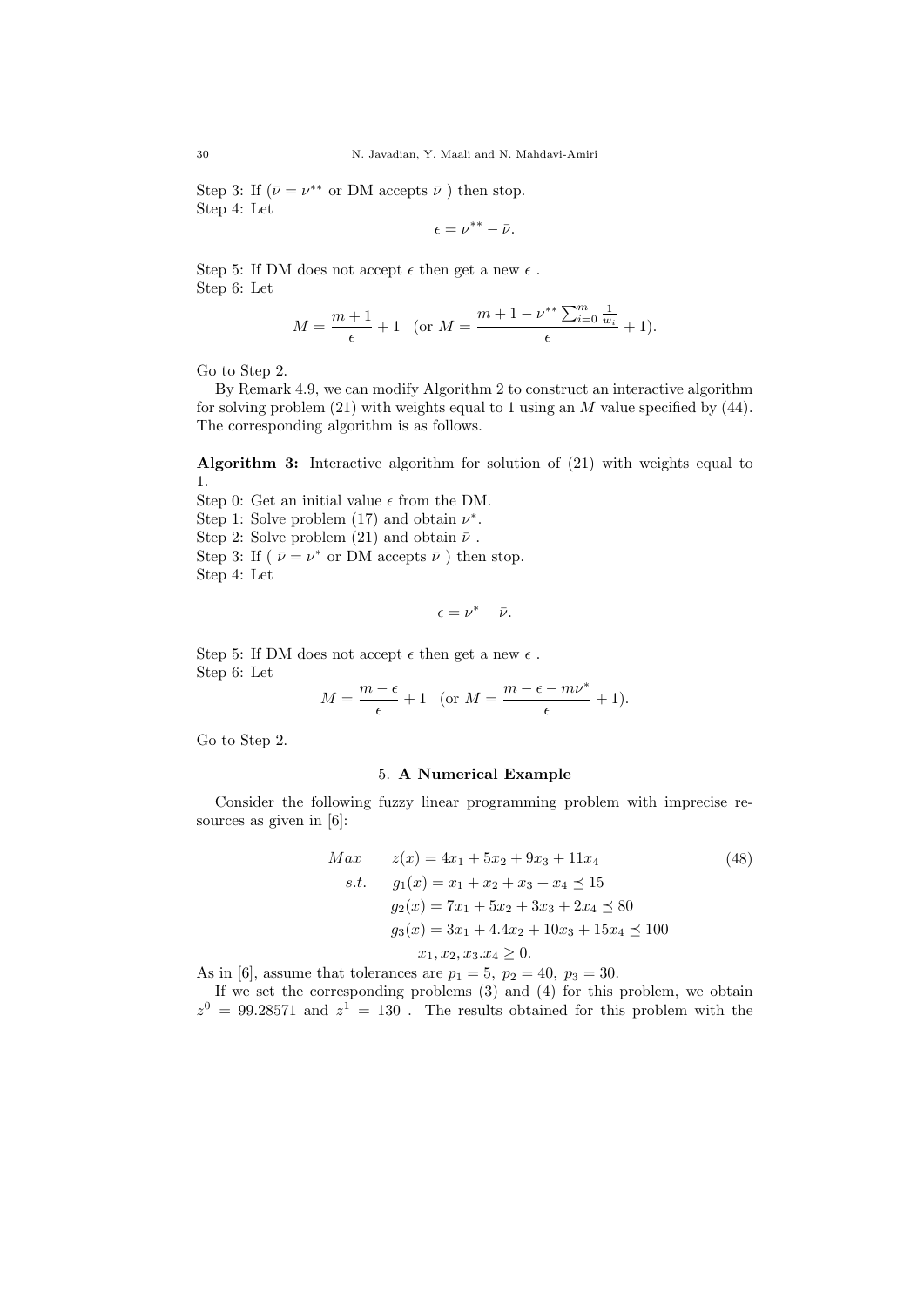Step 3: If ($\bar{\nu} = \nu^{**}$ or DM accepts $\bar{\nu}$ ) then stop.
Step 4: Let

$$\epsilon = \nu^{**} - \bar{\nu}.$$

Step 5: If DM does not accept $\epsilon$ then get a new $\epsilon$ .
Step 6: Let

$$M = \frac{m+1}{\epsilon} + 1 \quad (\text{or } M = \frac{m+1-\nu^{**}\sum_{i=0}^{m}\frac{1}{w_i}}{\epsilon} + 1).$$

Go to Step 2.

By Remark 4.9, we can modify Algorithm 2 to construct an interactive algorithm for solving problem (21) with weights equal to 1 using an $M$ value specified by (44). The corresponding algorithm is as follows.

**Algorithm 3:** Interactive algorithm for solution of (21) with weights equal to 1.
Step 0: Get an initial value $\epsilon$ from the DM.
Step 1: Solve problem (17) and obtain $\nu^*$.
Step 2: Solve problem (21) and obtain $\bar{\nu}$ .
Step 3: If ( $\bar{\nu} = \nu^*$ or DM accepts $\bar{\nu}$ ) then stop.
Step 4: Let

$$\epsilon = \nu^* - \bar{\nu}.$$

Step 5: If DM does not accept $\epsilon$ then get a new $\epsilon$ .
Step 6: Let

$$M = \frac{m-\epsilon}{\epsilon} + 1 \quad (\text{or } M = \frac{m-\epsilon-m\nu^*}{\epsilon} + 1).$$

Go to Step 2.

## 5. A Numerical Example

Consider the following fuzzy linear programming problem with imprecise resources as given in [6]:

$$\begin{aligned}
Max \quad & z(x) = 4x_1 + 5x_2 + 9x_3 + 11x_4 && (48)\\
s.t. \quad & g_1(x) = x_1 + x_2 + x_3 + x_4 \preceq 15\\
& g_2(x) = 7x_1 + 5x_2 + 3x_3 + 2x_4 \preceq 80\\
& g_3(x) = 3x_1 + 4.4x_2 + 10x_3 + 15x_4 \preceq 100\\
& x_1, x_2, x_3.x_4 \geq 0.
\end{aligned}$$

As in [6], assume that tolerances are $p_1 = 5,\ p_2 = 40,\ p_3 = 30$.

If we set the corresponding problems (3) and (4) for this problem, we obtain $z^0 = 99.28571$ and $z^1 = 130$ . The results obtained for this problem with the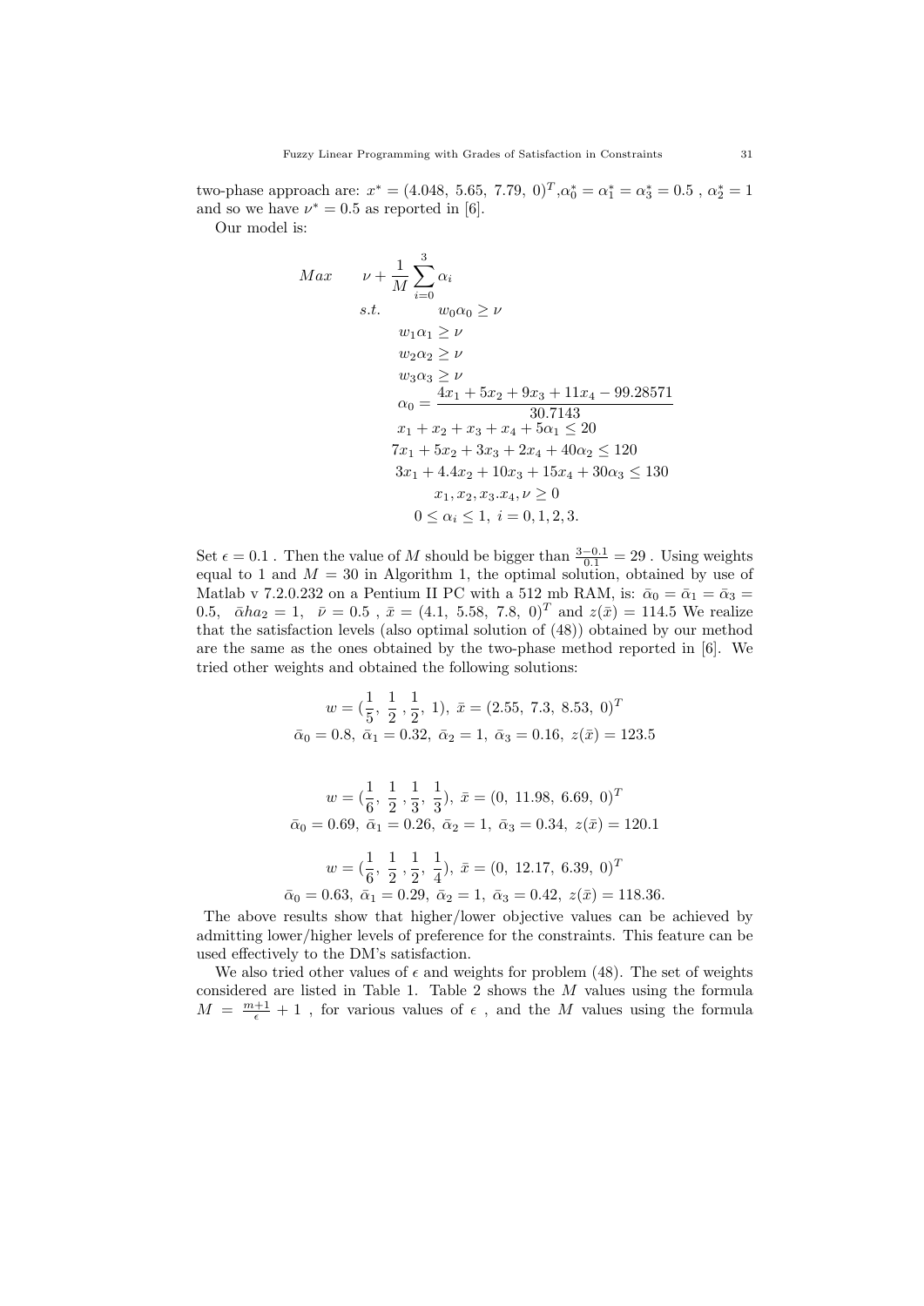two-phase approach are: $x^* = (4.048,\ 5.65,\ 7.79,\ 0)^T$,$\alpha_0^* = \alpha_1^* = \alpha_3^* = 0.5$ , $\alpha_2^* = 1$ and so we have $\nu^* = 0.5$ as reported in [6].

Our model is:

$$
\begin{aligned}
Max \qquad & \nu + \frac{1}{M}\sum_{i=0}^{3}\alpha_i \\
s.t. \qquad & w_0\alpha_0 \geq \nu \\
& w_1\alpha_1 \geq \nu \\
& w_2\alpha_2 \geq \nu \\
& w_3\alpha_3 \geq \nu \\
& \alpha_0 = \frac{4x_1 + 5x_2 + 9x_3 + 11x_4 - 99.28571}{30.7143} \\
& x_1 + x_2 + x_3 + x_4 + 5\alpha_1 \leq 20 \\
& 7x_1 + 5x_2 + 3x_3 + 2x_4 + 40\alpha_2 \leq 120 \\
& 3x_1 + 4.4x_2 + 10x_3 + 15x_4 + 30\alpha_3 \leq 130 \\
& x_1, x_2, x_3.x_4, \nu \geq 0 \\
& 0 \leq \alpha_i \leq 1,\ i = 0, 1, 2, 3.
\end{aligned}
$$

Set $\epsilon = 0.1$ . Then the value of $M$ should be bigger than $\frac{3-0.1}{0.1} = 29$ . Using weights equal to 1 and $M = 30$ in Algorithm 1, the optimal solution, obtained by use of Matlab v 7.2.0.232 on a Pentium II PC with a 512 mb RAM, is: $\bar{\alpha}_0 = \bar{\alpha}_1 = \bar{\alpha}_3 = 0.5$, $\bar{\alpha}ha_2 = 1$, $\bar{\nu} = 0.5$ , $\bar{x} = (4.1,\ 5.58,\ 7.8,\ 0)^T$ and $z(\bar{x}) = 114.5$ We realize that the satisfaction levels (also optimal solution of (48)) obtained by our method are the same as the ones obtained by the two-phase method reported in [6]. We tried other weights and obtained the following solutions:

$$
w = (\frac{1}{5},\ \frac{1}{2}\ ,\frac{1}{2},\ 1),\ \bar{x} = (2.55,\ 7.3,\ 8.53,\ 0)^T
$$
$$
\bar{\alpha}_0 = 0.8,\ \bar{\alpha}_1 = 0.32,\ \bar{\alpha}_2 = 1,\ \bar{\alpha}_3 = 0.16,\ z(\bar{x}) = 123.5
$$

$$
w = (\frac{1}{6},\ \frac{1}{2}\ ,\frac{1}{3},\ \frac{1}{3}),\ \bar{x} = (0,\ 11.98,\ 6.69,\ 0)^T
$$
$$
\bar{\alpha}_0 = 0.69,\ \bar{\alpha}_1 = 0.26,\ \bar{\alpha}_2 = 1,\ \bar{\alpha}_3 = 0.34,\ z(\bar{x}) = 120.1
$$

$$
w = (\frac{1}{6},\ \frac{1}{2}\ ,\frac{1}{2},\ \frac{1}{4}),\ \bar{x} = (0,\ 12.17,\ 6.39,\ 0)^T
$$
$$
\bar{\alpha}_0 = 0.63,\ \bar{\alpha}_1 = 0.29,\ \bar{\alpha}_2 = 1,\ \bar{\alpha}_3 = 0.42,\ z(\bar{x}) = 118.36.
$$

The above results show that higher/lower objective values can be achieved by admitting lower/higher levels of preference for the constraints. This feature can be used effectively to the DM's satisfaction.

We also tried other values of $\epsilon$ and weights for problem (48). The set of weights considered are listed in Table 1. Table 2 shows the $M$ values using the formula $M = \frac{m+1}{\epsilon} + 1$ , for various values of $\epsilon$ , and the $M$ values using the formula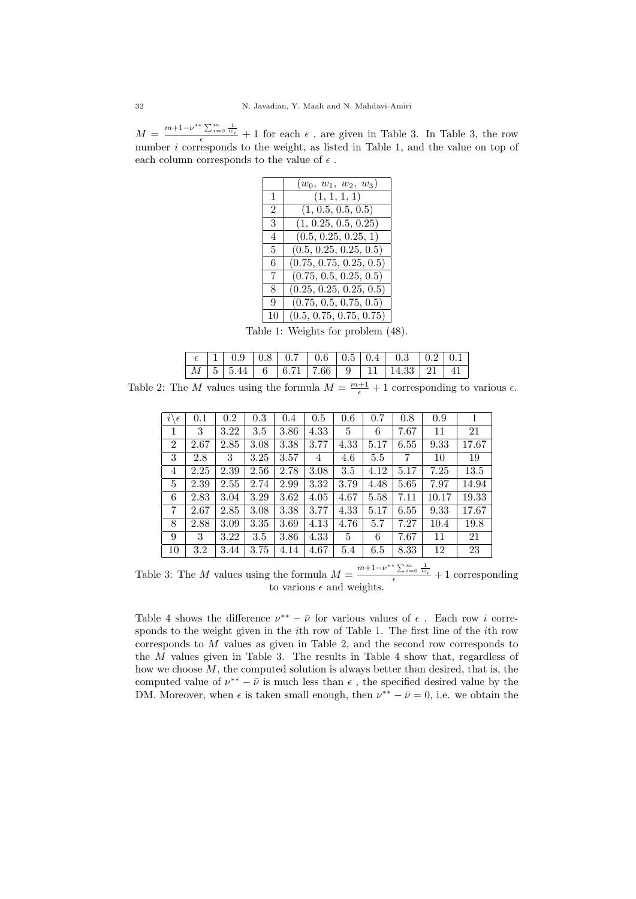$M = \frac{m+1-\nu^{**}\sum_{i=0}^{m}\frac{1}{w_i}}{\epsilon} + 1$ for each $\epsilon$ , are given in Table 3. In Table 3, the row number $i$ corresponds to the weight, as listed in Table 1, and the value on top of each column corresponds to the value of $\epsilon$ .

| | $(w_0,\ w_1,\ w_2,\ w_3)$ |
|---|---|
| 1 | (1, 1, 1, 1) |
| 2 | (1, 0.5, 0.5, 0.5) |
| 3 | (1, 0.25, 0.5, 0.25) |
| 4 | (0.5, 0.25, 0.25, 1) |
| 5 | (0.5, 0.25, 0.25, 0.5) |
| 6 | (0.75, 0.75, 0.25, 0.5) |
| 7 | (0.75, 0.5, 0.25, 0.5) |
| 8 | (0.25, 0.25, 0.25, 0.5) |
| 9 | (0.75, 0.5, 0.75, 0.5) |
| 10 | (0.5, 0.75, 0.75, 0.75) |

Table 1: Weights for problem (48).

| $\epsilon$ | 1 | 0.9 | 0.8 | 0.7 | 0.6 | 0.5 | 0.4 | 0.3 | 0.2 | 0.1 |
|---|---|---|---|---|---|---|---|---|---|---|
| $M$ | 5 | 5.44 | 6 | 6.71 | 7.66 | 9 | 11 | 14.33 | 21 | 41 |

Table 2: The $M$ values using the formula $M = \frac{m+1}{\epsilon} + 1$ corresponding to various $\epsilon$.

| $i \backslash \epsilon$ | 0.1 | 0.2 | 0.3 | 0.4 | 0.5 | 0.6 | 0.7 | 0.8 | 0.9 | 1 |
|---|---|---|---|---|---|---|---|---|---|---|
| 1 | 3 | 3.22 | 3.5 | 3.86 | 4.33 | 5 | 6 | 7.67 | 11 | 21 |
| 2 | 2.67 | 2.85 | 3.08 | 3.38 | 3.77 | 4.33 | 5.17 | 6.55 | 9.33 | 17.67 |
| 3 | 2.8 | 3 | 3.25 | 3.57 | 4 | 4.6 | 5.5 | 7 | 10 | 19 |
| 4 | 2.25 | 2.39 | 2.56 | 2.78 | 3.08 | 3.5 | 4.12 | 5.17 | 7.25 | 13.5 |
| 5 | 2.39 | 2.55 | 2.74 | 2.99 | 3.32 | 3.79 | 4.48 | 5.65 | 7.97 | 14.94 |
| 6 | 2.83 | 3.04 | 3.29 | 3.62 | 4.05 | 4.67 | 5.58 | 7.11 | 10.17 | 19.33 |
| 7 | 2.67 | 2.85 | 3.08 | 3.38 | 3.77 | 4.33 | 5.17 | 6.55 | 9.33 | 17.67 |
| 8 | 2.88 | 3.09 | 3.35 | 3.69 | 4.13 | 4.76 | 5.7 | 7.27 | 10.4 | 19.8 |
| 9 | 3 | 3.22 | 3.5 | 3.86 | 4.33 | 5 | 6 | 7.67 | 11 | 21 |
| 10 | 3.2 | 3.44 | 3.75 | 4.14 | 4.67 | 5.4 | 6.5 | 8.33 | 12 | 23 |

Table 3: The $M$ values using the formula $M = \frac{m+1-\nu^{**}\sum_{i=0}^{m}\frac{1}{w_i}}{\epsilon} + 1$ corresponding to various $\epsilon$ and weights.

Table 4 shows the difference $\nu^{**} - \bar{\nu}$ for various values of $\epsilon$ . Each row $i$ corresponds to the weight given in the $i$th row of Table 1. The first line of the $i$th row corresponds to $M$ values as given in Table 2, and the second row corresponds to the $M$ values given in Table 3. The results in Table 4 show that, regardless of how we choose $M$, the computed solution is always better than desired, that is, the computed value of $\nu^{**} - \bar{\nu}$ is much less than $\epsilon$ , the specified desired value by the DM. Moreover, when $\epsilon$ is taken small enough, then $\nu^{**} - \bar{\nu} = 0$, i.e. we obtain the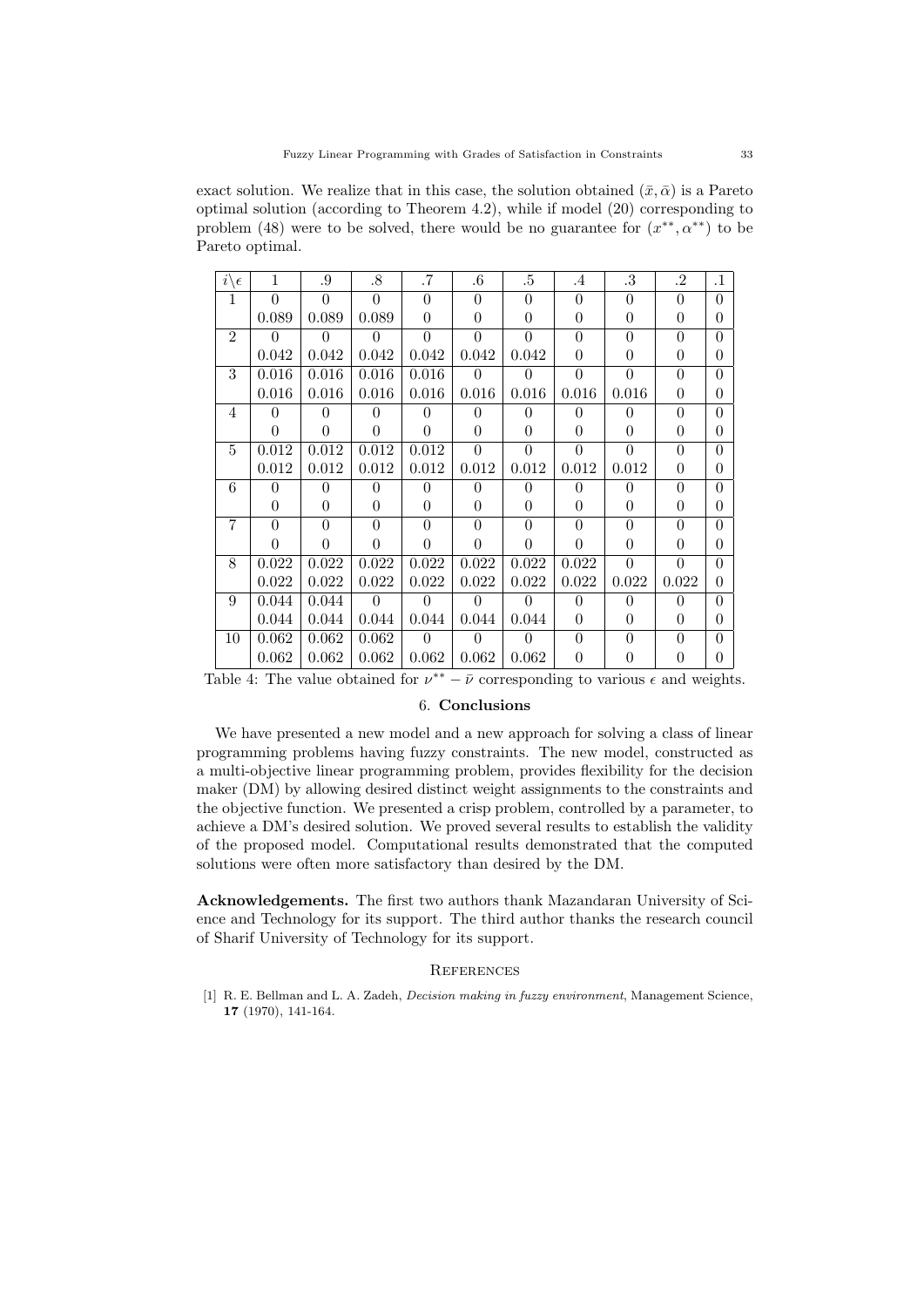exact solution. We realize that in this case, the solution obtained $(\bar{x}, \bar{\alpha})$ is a Pareto optimal solution (according to Theorem 4.2), while if model (20) corresponding to problem (48) were to be solved, there would be no guarantee for $(x^{**}, \alpha^{**})$ to be Pareto optimal.

| $i \backslash \epsilon$ | 1 | .9 | .8 | .7 | .6 | .5 | .4 | .3 | .2 | .1 |
|---|---|---|---|---|---|---|---|---|---|---|
| 1 | 0 | 0 | 0 | 0 | 0 | 0 | 0 | 0 | 0 | 0 |
| | 0.089 | 0.089 | 0.089 | 0 | 0 | 0 | 0 | 0 | 0 | 0 |
| 2 | 0 | 0 | 0 | 0 | 0 | 0 | 0 | 0 | 0 | 0 |
| | 0.042 | 0.042 | 0.042 | 0.042 | 0.042 | 0.042 | 0 | 0 | 0 | 0 |
| 3 | 0.016 | 0.016 | 0.016 | 0.016 | 0 | 0 | 0 | 0 | 0 | 0 |
| | 0.016 | 0.016 | 0.016 | 0.016 | 0.016 | 0.016 | 0.016 | 0.016 | 0 | 0 |
| 4 | 0 | 0 | 0 | 0 | 0 | 0 | 0 | 0 | 0 | 0 |
| | 0 | 0 | 0 | 0 | 0 | 0 | 0 | 0 | 0 | 0 |
| 5 | 0.012 | 0.012 | 0.012 | 0.012 | 0 | 0 | 0 | 0 | 0 | 0 |
| | 0.012 | 0.012 | 0.012 | 0.012 | 0.012 | 0.012 | 0.012 | 0.012 | 0 | 0 |
| 6 | 0 | 0 | 0 | 0 | 0 | 0 | 0 | 0 | 0 | 0 |
| | 0 | 0 | 0 | 0 | 0 | 0 | 0 | 0 | 0 | 0 |
| 7 | 0 | 0 | 0 | 0 | 0 | 0 | 0 | 0 | 0 | 0 |
| | 0 | 0 | 0 | 0 | 0 | 0 | 0 | 0 | 0 | 0 |
| 8 | 0.022 | 0.022 | 0.022 | 0.022 | 0.022 | 0.022 | 0.022 | 0 | 0 | 0 |
| | 0.022 | 0.022 | 0.022 | 0.022 | 0.022 | 0.022 | 0.022 | 0.022 | 0.022 | 0 |
| 9 | 0.044 | 0.044 | 0 | 0 | 0 | 0 | 0 | 0 | 0 | 0 |
| | 0.044 | 0.044 | 0.044 | 0.044 | 0.044 | 0.044 | 0 | 0 | 0 | 0 |
| 10 | 0.062 | 0.062 | 0.062 | 0 | 0 | 0 | 0 | 0 | 0 | 0 |
| | 0.062 | 0.062 | 0.062 | 0.062 | 0.062 | 0.062 | 0 | 0 | 0 | 0 |

Table 4: The value obtained for $\nu^{**} - \bar{\nu}$ corresponding to various $\epsilon$ and weights.

## 6. Conclusions

We have presented a new model and a new approach for solving a class of linear programming problems having fuzzy constraints. The new model, constructed as a multi-objective linear programming problem, provides flexibility for the decision maker (DM) by allowing desired distinct weight assignments to the constraints and the objective function. We presented a crisp problem, controlled by a parameter, to achieve a DM's desired solution. We proved several results to establish the validity of the proposed model. Computational results demonstrated that the computed solutions were often more satisfactory than desired by the DM.

**Acknowledgements.** The first two authors thank Mazandaran University of Science and Technology for its support. The third author thanks the research council of Sharif University of Technology for its support.

## References

[1] R. E. Bellman and L. A. Zadeh, *Decision making in fuzzy environment*, Management Science, **17** (1970), 141-164.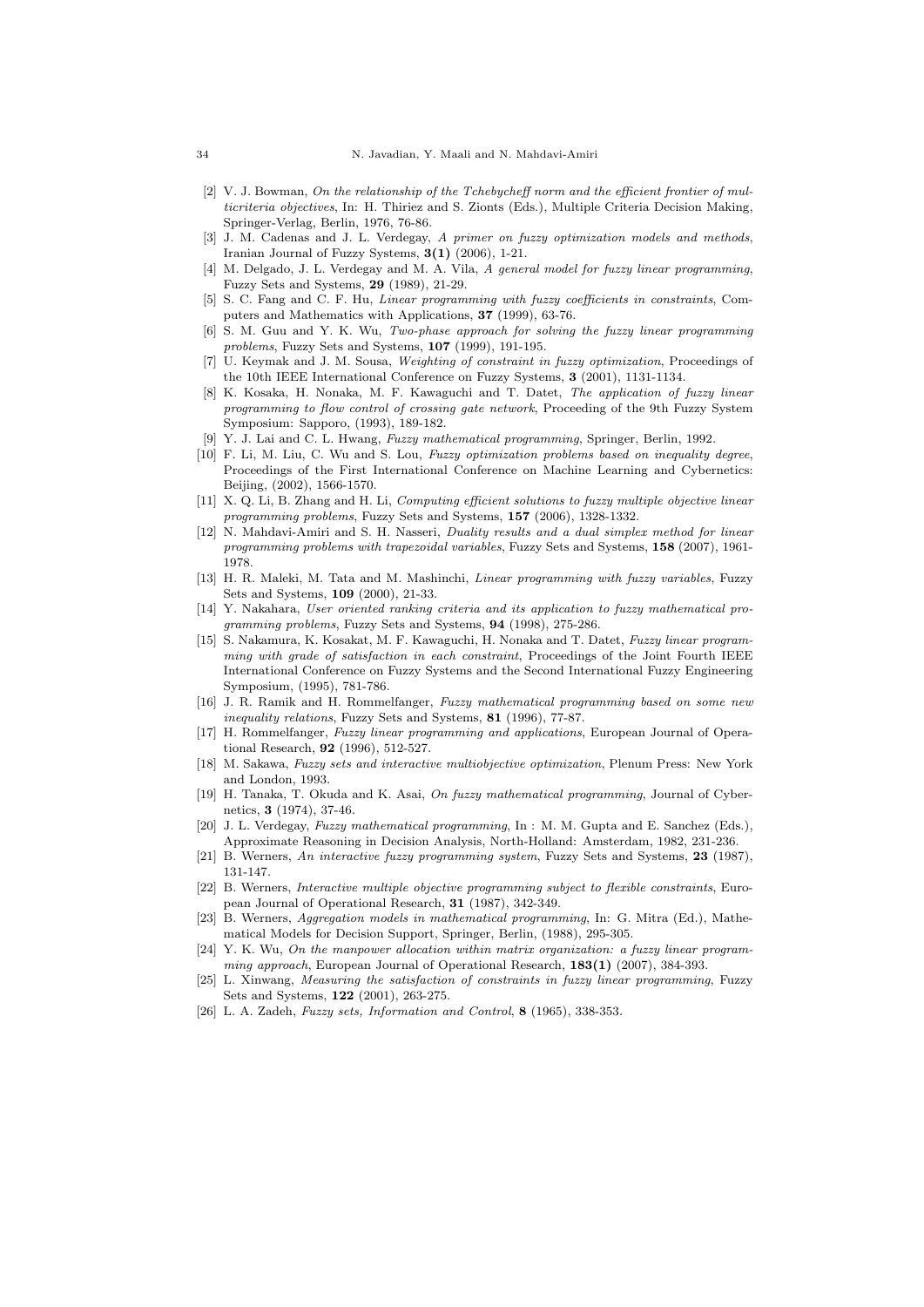[2] V. J. Bowman, *On the relationship of the Tchebycheff norm and the efficient frontier of multicriteria objectives*, In: H. Thiriez and S. Zionts (Eds.), Multiple Criteria Decision Making, Springer-Verlag, Berlin, 1976, 76-86.

[3] J. M. Cadenas and J. L. Verdegay, *A primer on fuzzy optimization models and methods*, Iranian Journal of Fuzzy Systems, **3(1)** (2006), 1-21.

[4] M. Delgado, J. L. Verdegay and M. A. Vila, *A general model for fuzzy linear programming*, Fuzzy Sets and Systems, **29** (1989), 21-29.

[5] S. C. Fang and C. F. Hu, *Linear programming with fuzzy coefficients in constraints*, Computers and Mathematics with Applications, **37** (1999), 63-76.

[6] S. M. Guu and Y. K. Wu, *Two-phase approach for solving the fuzzy linear programming problems*, Fuzzy Sets and Systems, **107** (1999), 191-195.

[7] U. Keymak and J. M. Sousa, *Weighting of constraint in fuzzy optimization*, Proceedings of the 10th IEEE International Conference on Fuzzy Systems, **3** (2001), 1131-1134.

[8] K. Kosaka, H. Nonaka, M. F. Kawaguchi and T. Datet, *The application of fuzzy linear programming to flow control of crossing gate network*, Proceeding of the 9th Fuzzy System Symposium: Sapporo, (1993), 189-182.

[9] Y. J. Lai and C. L. Hwang, *Fuzzy mathematical programming*, Springer, Berlin, 1992.

[10] F. Li, M. Liu, C. Wu and S. Lou, *Fuzzy optimization problems based on inequality degree*, Proceedings of the First International Conference on Machine Learning and Cybernetics: Beijing, (2002), 1566-1570.

[11] X. Q. Li, B. Zhang and H. Li, *Computing efficient solutions to fuzzy multiple objective linear programming problems*, Fuzzy Sets and Systems, **157** (2006), 1328-1332.

[12] N. Mahdavi-Amiri and S. H. Nasseri, *Duality results and a dual simplex method for linear programming problems with trapezoidal variables*, Fuzzy Sets and Systems, **158** (2007), 1961-1978.

[13] H. R. Maleki, M. Tata and M. Mashinchi, *Linear programming with fuzzy variables*, Fuzzy Sets and Systems, **109** (2000), 21-33.

[14] Y. Nakahara, *User oriented ranking criteria and its application to fuzzy mathematical programming problems*, Fuzzy Sets and Systems, **94** (1998), 275-286.

[15] S. Nakamura, K. Kosakat, M. F. Kawaguchi, H. Nonaka and T. Datet, *Fuzzy linear programming with grade of satisfaction in each constraint*, Proceedings of the Joint Fourth IEEE International Conference on Fuzzy Systems and the Second International Fuzzy Engineering Symposium, (1995), 781-786.

[16] J. R. Ramik and H. Rommelfanger, *Fuzzy mathematical programming based on some new inequality relations*, Fuzzy Sets and Systems, **81** (1996), 77-87.

[17] H. Rommelfanger, *Fuzzy linear programming and applications*, European Journal of Operational Research, **92** (1996), 512-527.

[18] M. Sakawa, *Fuzzy sets and interactive multiobjective optimization*, Plenum Press: New York and London, 1993.

[19] H. Tanaka, T. Okuda and K. Asai, *On fuzzy mathematical programming*, Journal of Cybernetics, **3** (1974), 37-46.

[20] J. L. Verdegay, *Fuzzy mathematical programming*, In : M. M. Gupta and E. Sanchez (Eds.), Approximate Reasoning in Decision Analysis, North-Holland: Amsterdam, 1982, 231-236.

[21] B. Werners, *An interactive fuzzy programming system*, Fuzzy Sets and Systems, **23** (1987), 131-147.

[22] B. Werners, *Interactive multiple objective programming subject to flexible constraints*, European Journal of Operational Research, **31** (1987), 342-349.

[23] B. Werners, *Aggregation models in mathematical programming*, In: G. Mitra (Ed.), Mathematical Models for Decision Support, Springer, Berlin, (1988), 295-305.

[24] Y. K. Wu, *On the manpower allocation within matrix organization: a fuzzy linear programming approach*, European Journal of Operational Research, **183(1)** (2007), 384-393.

[25] L. Xinwang, *Measuring the satisfaction of constraints in fuzzy linear programming*, Fuzzy Sets and Systems, **122** (2001), 263-275.

[26] L. A. Zadeh, *Fuzzy sets, Information and Control*, **8** (1965), 338-353.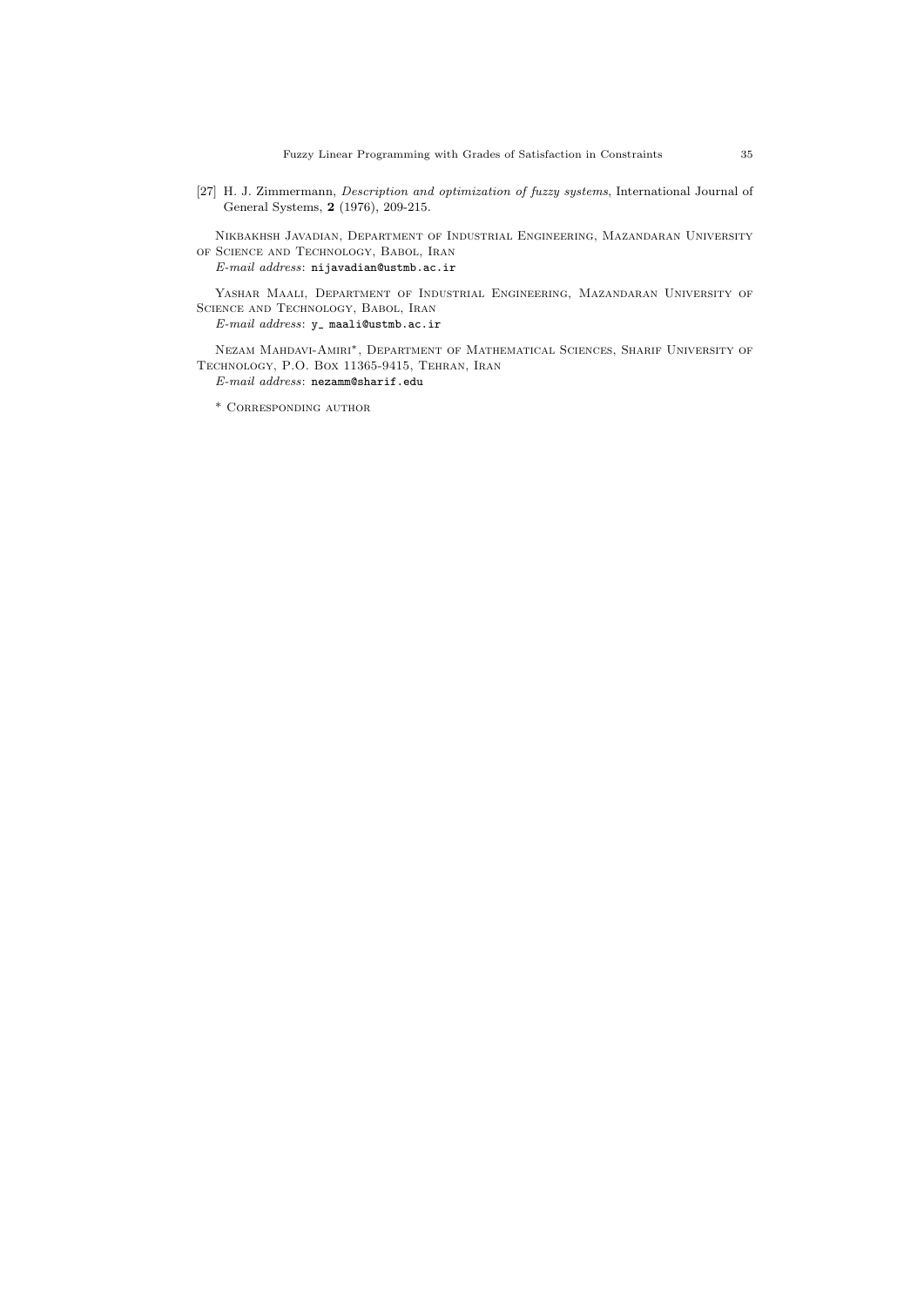[27] H. J. Zimmermann, *Description and optimization of fuzzy systems*, International Journal of General Systems, **2** (1976), 209-215.

Nikbakhsh Javadian, Department of Industrial Engineering, Mazandaran University of Science and Technology, Babol, Iran
*E-mail address*: nijavadian@ustmb.ac.ir

Yashar Maali, Department of Industrial Engineering, Mazandaran University of Science and Technology, Babol, Iran
*E-mail address*: y_ maali@ustmb.ac.ir

Nezam Mahdavi-Amiri*, Department of Mathematical Sciences, Sharif University of Technology, P.O. Box 11365-9415, Tehran, Iran
*E-mail address*: nezamm@sharif.edu

\* Corresponding author